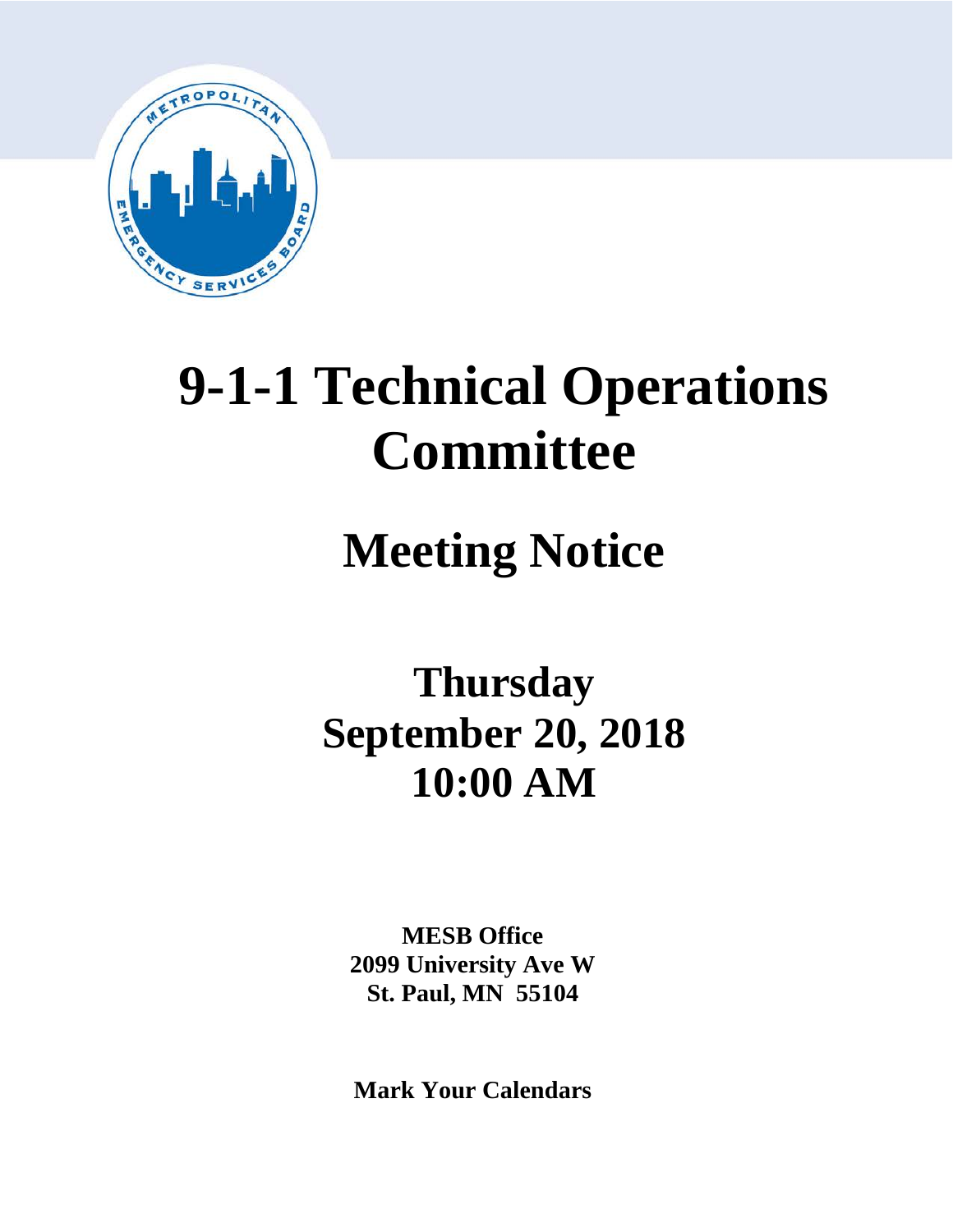# 9-1-1 Technical Operations Committee

## Meeting Notice

**Thursday**
**September 20, 2018**
**10:00 AM**

**MESB Office**
**2099 University Ave W**
**St. Paul, MN 55104**

**Mark Your Calendars**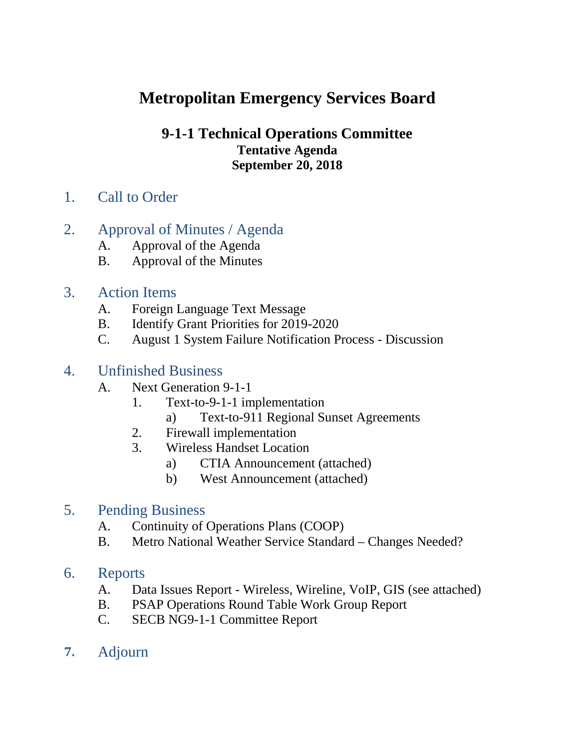# Metropolitan Emergency Services Board

## 9-1-1 Technical Operations Committee

**Tentative Agenda**

**September 20, 2018**

1. Call to Order

2. Approval of Minutes / Agenda
   - A. Approval of the Agenda
   - B. Approval of the Minutes

3. Action Items
   - A. Foreign Language Text Message
   - B. Identify Grant Priorities for 2019-2020
   - C. August 1 System Failure Notification Process - Discussion

4. Unfinished Business
   - A. Next Generation 9-1-1
     1. Text-to-9-1-1 implementation
        - a) Text-to-911 Regional Sunset Agreements
     2. Firewall implementation
     3. Wireless Handset Location
        - a) CTIA Announcement (attached)
        - b) West Announcement (attached)

5. Pending Business
   - A. Continuity of Operations Plans (COOP)
   - B. Metro National Weather Service Standard – Changes Needed?

6. Reports
   - A. Data Issues Report - Wireless, Wireline, VoIP, GIS (see attached)
   - B. PSAP Operations Round Table Work Group Report
   - C. SECB NG9-1-1 Committee Report

7. Adjourn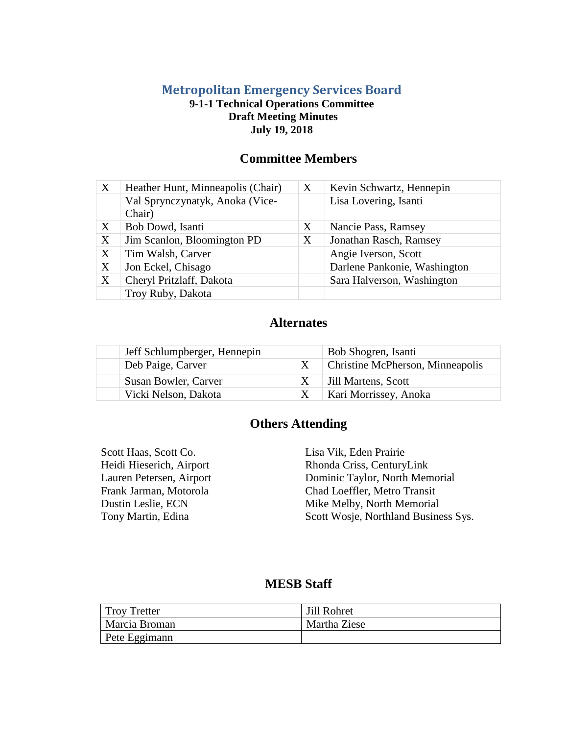# Metropolitan Emergency Services Board

**9-1-1 Technical Operations Committee**
**Draft Meeting Minutes**
**July 19, 2018**

## Committee Members

| | | | |
|---|---|---|---|
| X | Heather Hunt, Minneapolis (Chair) | X | Kevin Schwartz, Hennepin |
| | Val Sprynczynatyk, Anoka (Vice-Chair) | | Lisa Lovering, Isanti |
| X | Bob Dowd, Isanti | X | Nancie Pass, Ramsey |
| X | Jim Scanlon, Bloomington PD | X | Jonathan Rasch, Ramsey |
| X | Tim Walsh, Carver | | Angie Iverson, Scott |
| X | Jon Eckel, Chisago | | Darlene Pankonie, Washington |
| X | Cheryl Pritzlaff, Dakota | | Sara Halverson, Washington |
| | Troy Ruby, Dakota | | |

## Alternates

| | | | |
|---|---|---|---|
| | Jeff Schlumpberger, Hennepin | | Bob Shogren, Isanti |
| | Deb Paige, Carver | X | Christine McPherson, Minneapolis |
| | Susan Bowler, Carver | X | Jill Martens, Scott |
| | Vicki Nelson, Dakota | X | Kari Morrissey, Anoka |

## Others Attending

Scott Haas, Scott Co.
Heidi Hieserich, Airport
Lauren Petersen, Airport
Frank Jarman, Motorola
Dustin Leslie, ECN
Tony Martin, Edina
Lisa Vik, Eden Prairie
Rhonda Criss, CenturyLink
Dominic Taylor, North Memorial
Chad Loeffler, Metro Transit
Mike Melby, North Memorial
Scott Wosje, Northland Business Sys.

## MESB Staff

| | |
|---|---|
| Troy Tretter | Jill Rohret |
| Marcia Broman | Martha Ziese |
| Pete Eggimann | |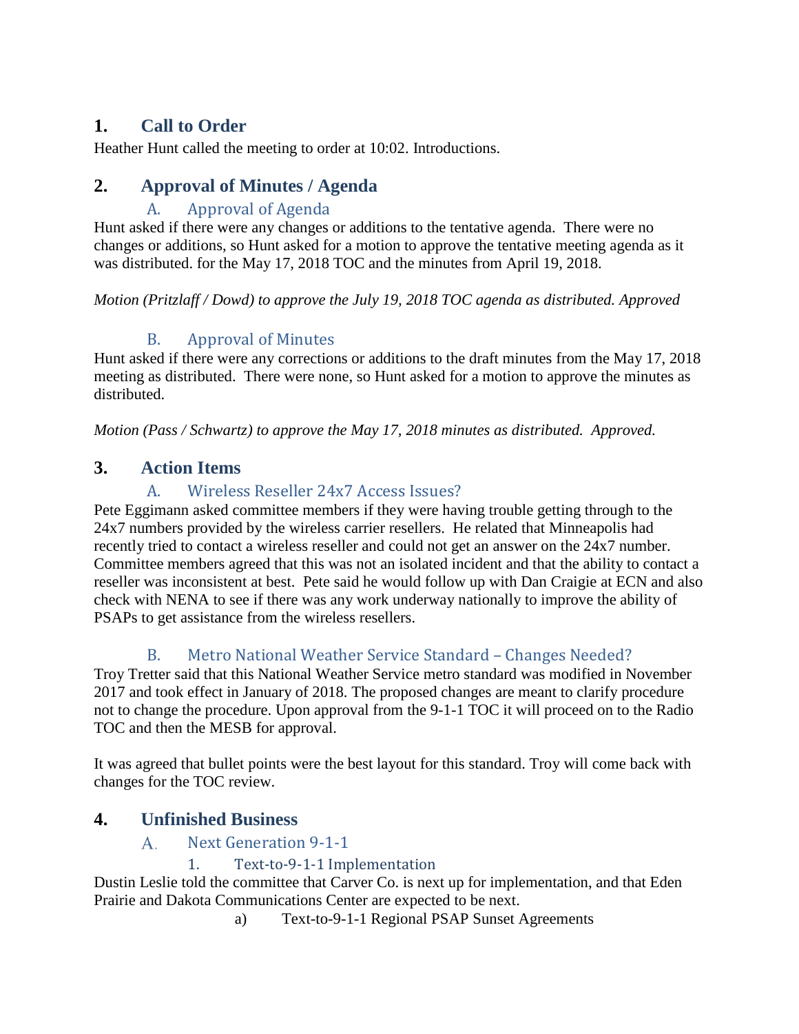## 1. Call to Order

Heather Hunt called the meeting to order at 10:02. Introductions.

## 2. Approval of Minutes / Agenda

### A. Approval of Agenda

Hunt asked if there were any changes or additions to the tentative agenda. There were no changes or additions, so Hunt asked for a motion to approve the tentative meeting agenda as it was distributed. for the May 17, 2018 TOC and the minutes from April 19, 2018.

*Motion (Pritzlaff / Dowd) to approve the July 19, 2018 TOC agenda as distributed. Approved*

### B. Approval of Minutes

Hunt asked if there were any corrections or additions to the draft minutes from the May 17, 2018 meeting as distributed. There were none, so Hunt asked for a motion to approve the minutes as distributed.

*Motion (Pass / Schwartz) to approve the May 17, 2018 minutes as distributed. Approved.*

## 3. Action Items

### A. Wireless Reseller 24x7 Access Issues?

Pete Eggimann asked committee members if they were having trouble getting through to the 24x7 numbers provided by the wireless carrier resellers. He related that Minneapolis had recently tried to contact a wireless reseller and could not get an answer on the 24x7 number. Committee members agreed that this was not an isolated incident and that the ability to contact a reseller was inconsistent at best. Pete said he would follow up with Dan Craigie at ECN and also check with NENA to see if there was any work underway nationally to improve the ability of PSAPs to get assistance from the wireless resellers.

### B. Metro National Weather Service Standard – Changes Needed?

Troy Tretter said that this National Weather Service metro standard was modified in November 2017 and took effect in January of 2018. The proposed changes are meant to clarify procedure not to change the procedure. Upon approval from the 9-1-1 TOC it will proceed on to the Radio TOC and then the MESB for approval.

It was agreed that bullet points were the best layout for this standard. Troy will come back with changes for the TOC review.

## 4. Unfinished Business

### A. Next Generation 9-1-1

#### 1. Text-to-9-1-1 Implementation

Dustin Leslie told the committee that Carver Co. is next up for implementation, and that Eden Prairie and Dakota Communications Center are expected to be next.

a) Text-to-9-1-1 Regional PSAP Sunset Agreements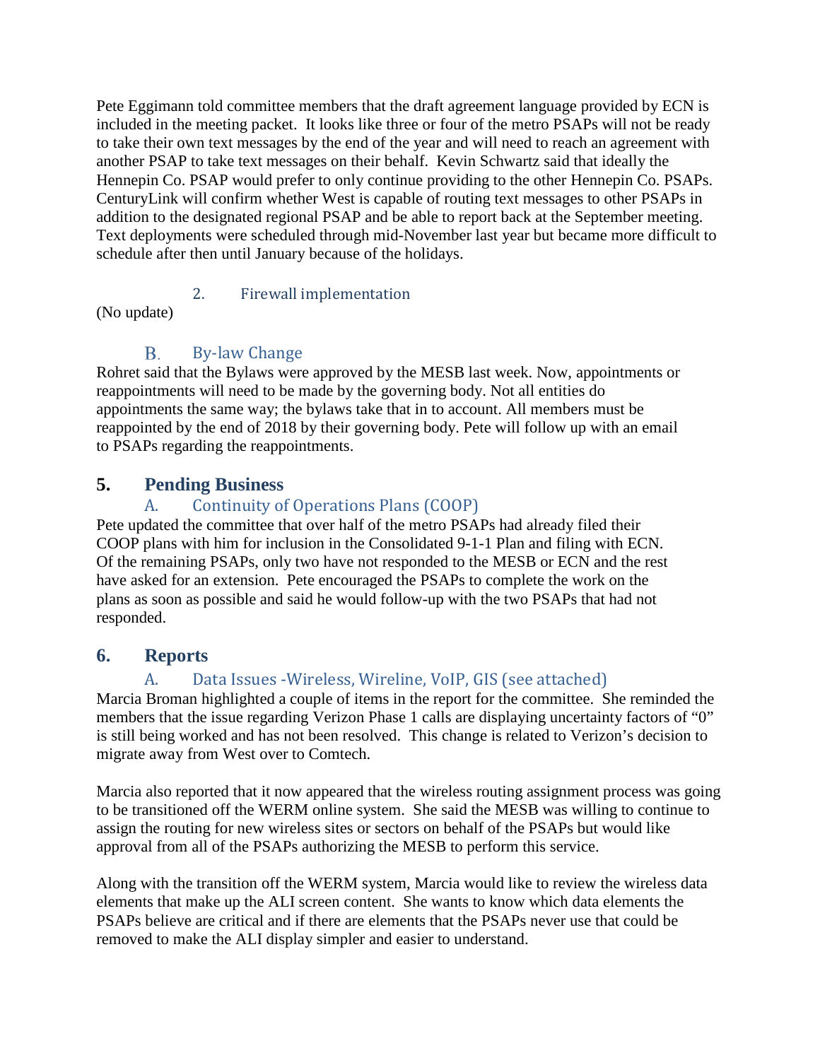Pete Eggimann told committee members that the draft agreement language provided by ECN is included in the meeting packet. It looks like three or four of the metro PSAPs will not be ready to take their own text messages by the end of the year and will need to reach an agreement with another PSAP to take text messages on their behalf. Kevin Schwartz said that ideally the Hennepin Co. PSAP would prefer to only continue providing to the other Hennepin Co. PSAPs. CenturyLink will confirm whether West is capable of routing text messages to other PSAPs in addition to the designated regional PSAP and be able to report back at the September meeting. Text deployments were scheduled through mid-November last year but became more difficult to schedule after then until January because of the holidays.

#### 2. Firewall implementation

(No update)

### B. By-law Change

Rohret said that the Bylaws were approved by the MESB last week. Now, appointments or reappointments will need to be made by the governing body. Not all entities do appointments the same way; the bylaws take that in to account. All members must be reappointed by the end of 2018 by their governing body. Pete will follow up with an email to PSAPs regarding the reappointments.

## 5. Pending Business

### A. Continuity of Operations Plans (COOP)

Pete updated the committee that over half of the metro PSAPs had already filed their COOP plans with him for inclusion in the Consolidated 9-1-1 Plan and filing with ECN. Of the remaining PSAPs, only two have not responded to the MESB or ECN and the rest have asked for an extension. Pete encouraged the PSAPs to complete the work on the plans as soon as possible and said he would follow-up with the two PSAPs that had not responded.

## 6. Reports

### A. Data Issues -Wireless, Wireline, VoIP, GIS (see attached)

Marcia Broman highlighted a couple of items in the report for the committee. She reminded the members that the issue regarding Verizon Phase 1 calls are displaying uncertainty factors of "0" is still being worked and has not been resolved. This change is related to Verizon's decision to migrate away from West over to Comtech.

Marcia also reported that it now appeared that the wireless routing assignment process was going to be transitioned off the WERM online system. She said the MESB was willing to continue to assign the routing for new wireless sites or sectors on behalf of the PSAPs but would like approval from all of the PSAPs authorizing the MESB to perform this service.

Along with the transition off the WERM system, Marcia would like to review the wireless data elements that make up the ALI screen content. She wants to know which data elements the PSAPs believe are critical and if there are elements that the PSAPs never use that could be removed to make the ALI display simpler and easier to understand.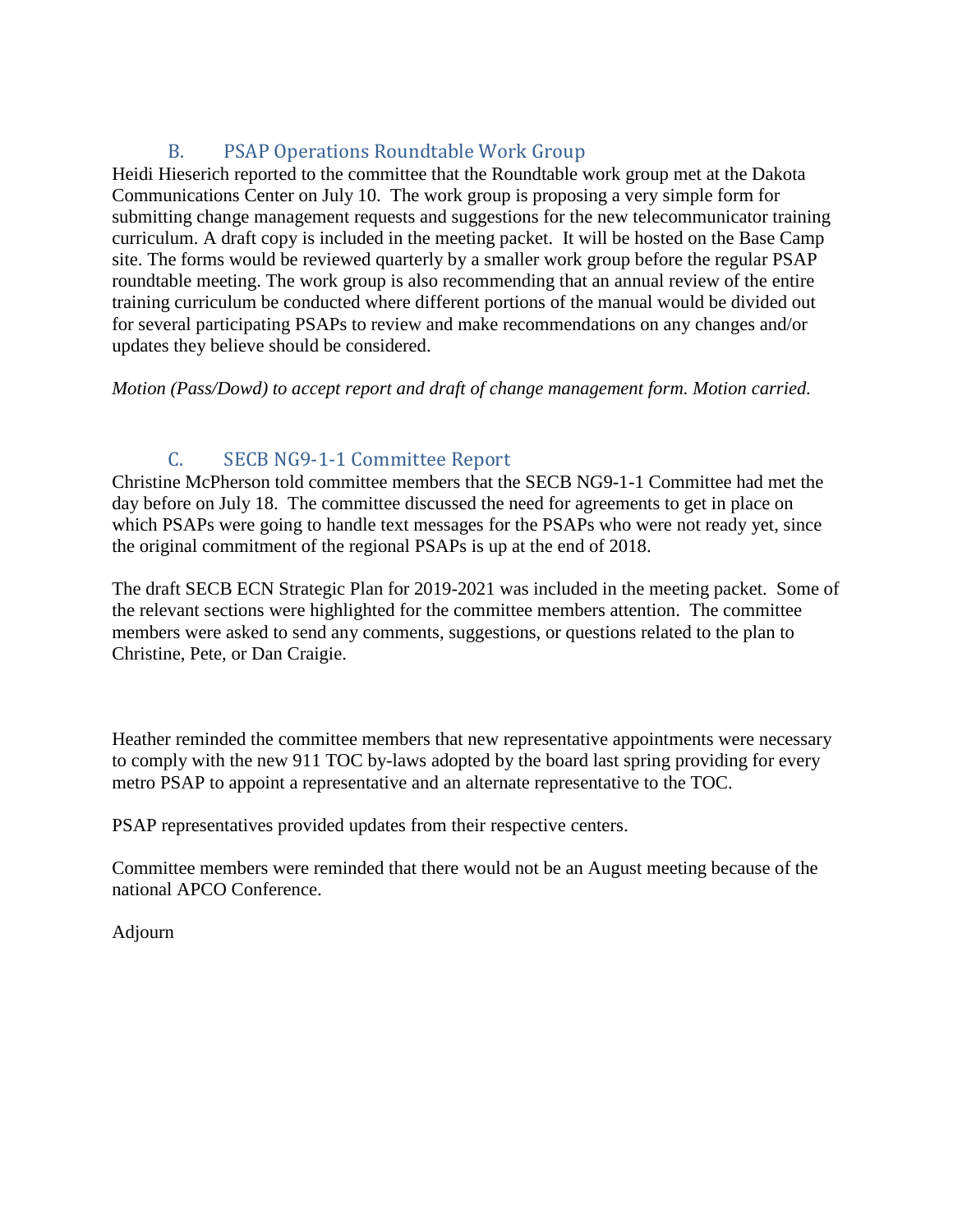### B. PSAP Operations Roundtable Work Group

Heidi Hieserich reported to the committee that the Roundtable work group met at the Dakota Communications Center on July 10. The work group is proposing a very simple form for submitting change management requests and suggestions for the new telecommunicator training curriculum. A draft copy is included in the meeting packet. It will be hosted on the Base Camp site. The forms would be reviewed quarterly by a smaller work group before the regular PSAP roundtable meeting. The work group is also recommending that an annual review of the entire training curriculum be conducted where different portions of the manual would be divided out for several participating PSAPs to review and make recommendations on any changes and/or updates they believe should be considered.

*Motion (Pass/Dowd) to accept report and draft of change management form. Motion carried.*

### C. SECB NG9-1-1 Committee Report

Christine McPherson told committee members that the SECB NG9-1-1 Committee had met the day before on July 18. The committee discussed the need for agreements to get in place on which PSAPs were going to handle text messages for the PSAPs who were not ready yet, since the original commitment of the regional PSAPs is up at the end of 2018.

The draft SECB ECN Strategic Plan for 2019-2021 was included in the meeting packet. Some of the relevant sections were highlighted for the committee members attention. The committee members were asked to send any comments, suggestions, or questions related to the plan to Christine, Pete, or Dan Craigie.

Heather reminded the committee members that new representative appointments were necessary to comply with the new 911 TOC by-laws adopted by the board last spring providing for every metro PSAP to appoint a representative and an alternate representative to the TOC.

PSAP representatives provided updates from their respective centers.

Committee members were reminded that there would not be an August meeting because of the national APCO Conference.

Adjourn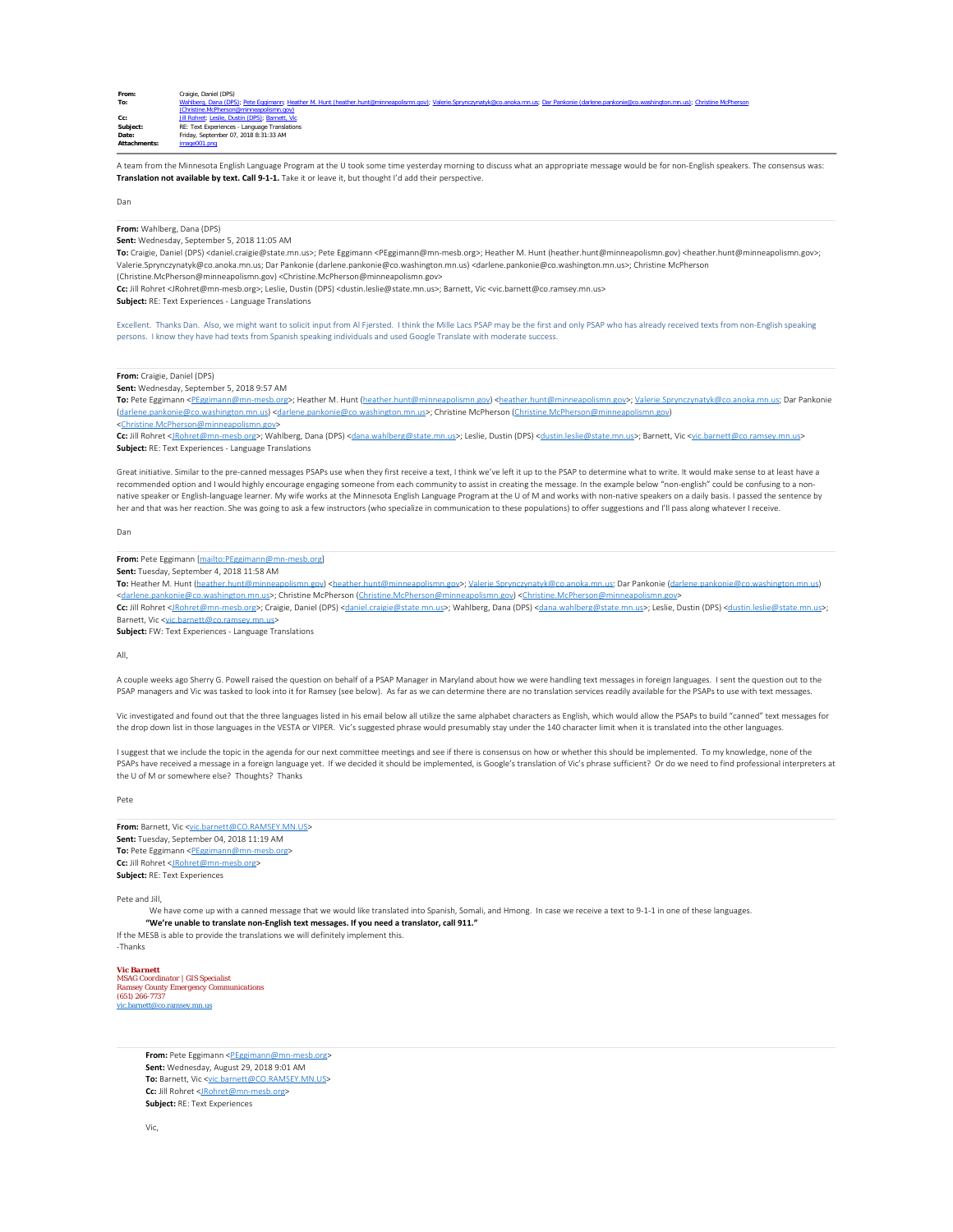**From:** Craigie, Daniel (DPS)
**To:** Wahlberg, Dana (DPS); Pete Eggimann; Heather M. Hunt (heather.hunt@minneapolismn.gov); Valerie.Sprynczynatyk@co.anoka.mn.us; Dar Pankonie (darlene.pankonie@co.washington.mn.us); Christine McPherson (Christine.McPherson@minneapolismn.gov)
**Cc:** Jill Rohret; Leslie, Dustin (DPS); Barnett, Vic
**Subject:** RE: Text Experiences - Language Translations
**Date:** Friday, September 07, 2018 8:31:33 AM
**Attachments:** image001.png

A team from the Minnesota English Language Program at the U took some time yesterday morning to discuss what an appropriate message would be for non-English speakers. The consensus was: **Translation not available by text. Call 9-1-1.** Take it or leave it, but thought I'd add their perspective.

Dan

**From:** Wahlberg, Dana (DPS)
**Sent:** Wednesday, September 5, 2018 11:05 AM
**To:** Craigie, Daniel (DPS) <daniel.craigie@state.mn.us>; Pete Eggimann <PEggimann@mn-mesb.org>; Heather M. Hunt (heather.hunt@minneapolismn.gov) <heather.hunt@minneapolismn.gov>; Valerie.Sprynczynatyk@co.anoka.mn.us; Dar Pankonie (darlene.pankonie@co.washington.mn.us) <darlene.pankonie@co.washington.mn.us>; Christine McPherson (Christine.McPherson@minneapolismn.gov) <Christine.McPherson@minneapolismn.gov>
**Cc:** Jill Rohret <JRohret@mn-mesb.org>; Leslie, Dustin (DPS) <dustin.leslie@state.mn.us>; Barnett, Vic <vic.barnett@co.ramsey.mn.us>
**Subject:** RE: Text Experiences - Language Translations

Excellent. Thanks Dan. Also, we might want to solicit input from Al Fjersted. I think the Mille Lacs PSAP may be the first and only PSAP who has already received texts from non-English speaking persons. I know they have had texts from Spanish speaking individuals and used Google Translate with moderate success.

**From:** Craigie, Daniel (DPS)
**Sent:** Wednesday, September 5, 2018 9:57 AM
**To:** Pete Eggimann <PEggimann@mn-mesb.org>; Heather M. Hunt (heather.hunt@minneapolismn.gov) <heather.hunt@minneapolismn.gov>; Valerie.Sprynczynatyk@co.anoka.mn.us; Dar Pankonie (darlene.pankonie@co.washington.mn.us) <darlene.pankonie@co.washington.mn.us>; Christine McPherson (Christine.McPherson@minneapolismn.gov) <Christine.McPherson@minneapolismn.gov>
**Cc:** Jill Rohret <JRohret@mn-mesb.org>; Wahlberg, Dana (DPS) <dana.wahlberg@state.mn.us>; Leslie, Dustin (DPS) <dustin.leslie@state.mn.us>; Barnett, Vic <vic.barnett@co.ramsey.mn.us>
**Subject:** RE: Text Experiences - Language Translations

Great initiative. Similar to the pre-canned messages PSAPs use when they first receive a text, I think we've left it up to the PSAP to determine what to write. It would make sense to at least have a recommended option and I would highly encourage engaging someone from each community to assist in creating the message. In the example below "non-english" could be confusing to a non-native speaker or English-language learner. My wife works at the Minnesota English Language Program at the U of M and works with non-native speakers on a daily basis. I passed the sentence by her and that was her reaction. She was going to ask a few instructors (who specialize in communication to these populations) to offer suggestions and I'll pass along whatever I receive.

Dan

**From:** Pete Eggimann [mailto:PEggimann@mn-mesb.org]
**Sent:** Tuesday, September 4, 2018 11:58 AM
**To:** Heather M. Hunt (heather.hunt@minneapolismn.gov) <heather.hunt@minneapolismn.gov>; Valerie.Sprynczynatyk@co.anoka.mn.us; Dar Pankonie (darlene.pankonie@co.washington.mn.us) <darlene.pankonie@co.washington.mn.us>; Christine McPherson (Christine.McPherson@minneapolismn.gov) <Christine.McPherson@minneapolismn.gov>
**Cc:** Jill Rohret <JRohret@mn-mesb.org>; Craigie, Daniel (DPS) <daniel.craigie@state.mn.us>; Wahlberg, Dana (DPS) <dana.wahlberg@state.mn.us>; Leslie, Dustin (DPS) <dustin.leslie@state.mn.us>; Barnett, Vic <vic.barnett@co.ramsey.mn.us>
**Subject:** FW: Text Experiences - Language Translations

All,

A couple weeks ago Sherry G. Powell raised the question on behalf of a PSAP Manager in Maryland about how we were handling text messages in foreign languages. I sent the question out to the PSAP managers and Vic was tasked to look into it for Ramsey (see below). As far as we can determine there are no translation services readily available for the PSAPs to use with text messages.

Vic investigated and found out that the three languages listed in his email below all utilize the same alphabet characters as English, which would allow the PSAPs to build "canned" text messages for the drop down list in those languages in the VESTA or VIPER. Vic's suggested phrase would presumably stay under the 140 character limit when it is translated into the other languages.

I suggest that we include the topic in the agenda for our next committee meetings and see if there is consensus on how or whether this should be implemented. To my knowledge, none of the PSAPs have received a message in a foreign language yet. If we decided it should be implemented, is Google's translation of Vic's phrase sufficient? Or do we need to find professional interpreters at the U of M or somewhere else? Thoughts? Thanks

Pete

**From:** Barnett, Vic <vic.barnett@CO.RAMSEY.MN.US>
**Sent:** Tuesday, September 04, 2018 11:19 AM
**To:** Pete Eggimann <PEggimann@mn-mesb.org>
**Cc:** Jill Rohret <JRohret@mn-mesb.org>
**Subject:** RE: Text Experiences

Pete and Jill,

We have come up with a canned message that we would like translated into Spanish, Somali, and Hmong. In case we receive a text to 9-1-1 in one of these languages.

**"We're unable to translate non-English text messages. If you need a translator, call 911."**

If the MESB is able to provide the translations we will definitely implement this.

-Thanks

**Vic Barnett**
MSAG Coordinator | GIS Specialist
Ramsey County Emergency Communications
(651) 266-7737
vic.barnett@co.ramsey.mn.us

**From:** Pete Eggimann <PEggimann@mn-mesb.org>
**Sent:** Wednesday, August 29, 2018 9:01 AM
**To:** Barnett, Vic <vic.barnett@CO.RAMSEY.MN.US>
**Cc:** Jill Rohret <JRohret@mn-mesb.org>
**Subject:** RE: Text Experiences

Vic,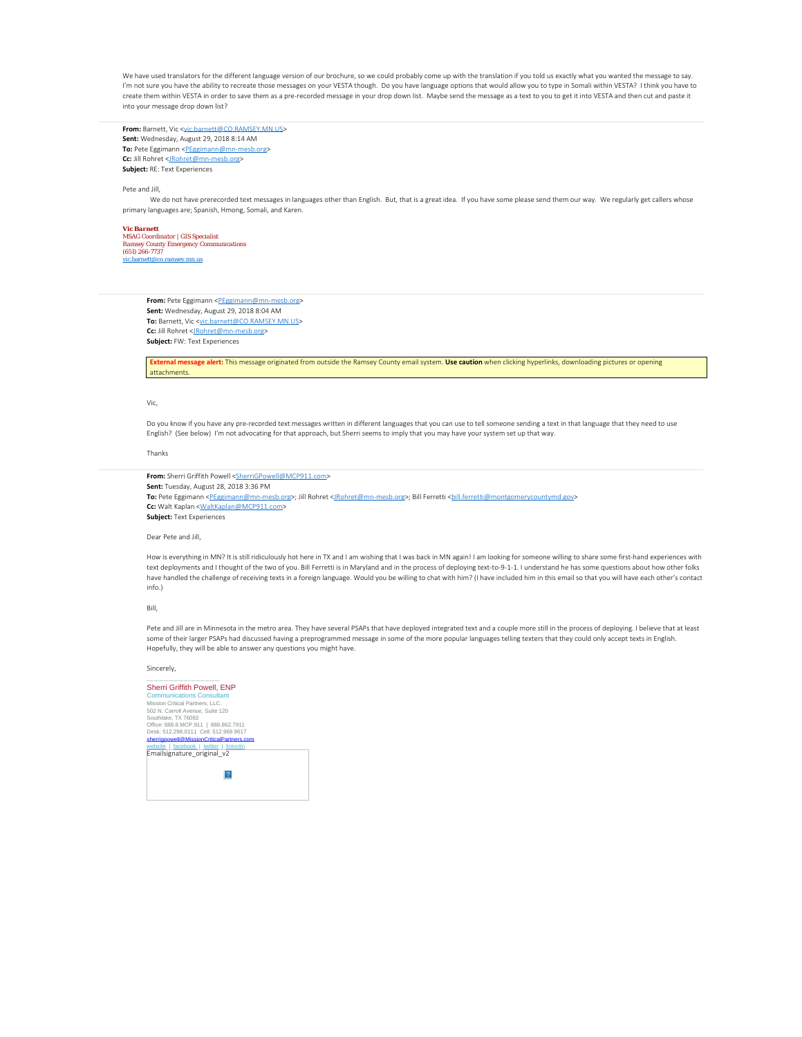We have used translators for the different language version of our brochure, so we could probably come up with the translation if you told us exactly what you wanted the message to say. I'm not sure you have the ability to recreate those messages on your VESTA though. Do you have language options that would allow you to type in Somali within VESTA? I think you have to create them within VESTA in order to save them as a pre-recorded message in your drop down list. Maybe send the message as a text to you to get it into VESTA and then cut and paste it into your message drop down list?

---

**From:** Barnett, Vic <vic.barnett@CO.RAMSEY.MN.US>
**Sent:** Wednesday, August 29, 2018 8:14 AM
**To:** Pete Eggimann <PEggimann@mn-mesb.org>
**Cc:** Jill Rohret <JRohret@mn-mesb.org>
**Subject:** RE: Text Experiences

Pete and Jill,

We do not have prerecorded text messages in languages other than English. But, that is a great idea. If you have some please send them our way. We regularly get callers whose primary languages are; Spanish, Hmong, Somali, and Karen.

**Vic Barnett**
MSAG Coordinator | GIS Specialist
Ramsey County Emergency Communications
(651) 266-7737
vic.barnett@co.ramsey.mn.us

---

**From:** Pete Eggimann <PEggimann@mn-mesb.org>
**Sent:** Wednesday, August 29, 2018 8:04 AM
**To:** Barnett, Vic <vic.barnett@CO.RAMSEY.MN.US>
**Cc:** Jill Rohret <JRohret@mn-mesb.org>
**Subject:** FW: Text Experiences

**External message alert:** This message originated from outside the Ramsey County email system. **Use caution** when clicking hyperlinks, downloading pictures or opening attachments.

Vic,

Do you know if you have any pre-recorded text messages written in different languages that you can use to tell someone sending a text in that language that they need to use English? (See below) I'm not advocating for that approach, but Sherri seems to imply that you may have your system set up that way.

Thanks

---

**From:** Sherri Griffith Powell <SherriGPowell@MCP911.com>
**Sent:** Tuesday, August 28, 2018 3:36 PM
**To:** Pete Eggimann <PEggimann@mn-mesb.org>; Jill Rohret <JRohret@mn-mesb.org>; Bill Ferretti <bill.ferretti@montgomerycountymd.gov>
**Cc:** Walt Kaplan <WaltKaplan@MCP911.com>
**Subject:** Text Experiences

Dear Pete and Jill,

How is everything in MN? It is still ridiculously hot here in TX and I am wishing that I was back in MN again! I am looking for someone willing to share some first-hand experiences with text deployments and I thought of the two of you. Bill Ferretti is in Maryland and in the process of deploying text-to-9-1-1. I understand he has some questions about how other folks have handled the challenge of receiving texts in a foreign language. Would you be willing to chat with him? (I have included him in this email so that you will have each other's contact info.)

Bill,

Pete and Jill are in Minnesota in the metro area. They have several PSAPs that have deployed integrated text and a couple more still in the process of deploying. I believe that at least some of their larger PSAPs had discussed having a preprogrammed message in some of the more popular languages telling texters that they could only accept texts in English. Hopefully, they will be able to answer any questions you might have.

Sincerely,

Sherri Griffith Powell, ENP
Communications Consultant
Mission Critical Partners, LLC.
502 N. Carroll Avenue, Suite 120
Southlake, TX 76092
Office: 888.8.MCP.911 | 888.862.7911
Desk: 512.298.0111 Cell: 512.969.9617
sherrigpowell@MissionCriticalPartners.com
website | facebook | twitter | linkedin

Emailsignature_original_v2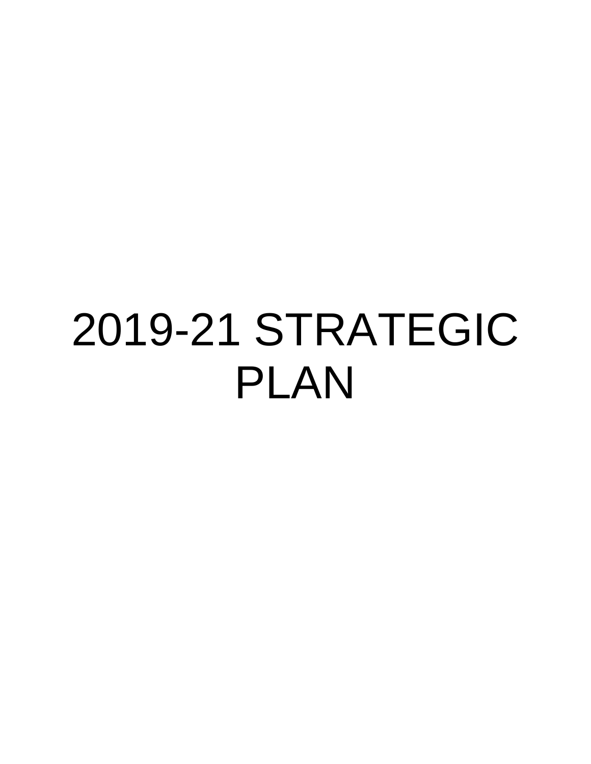# 2019-21 STRATEGIC PLAN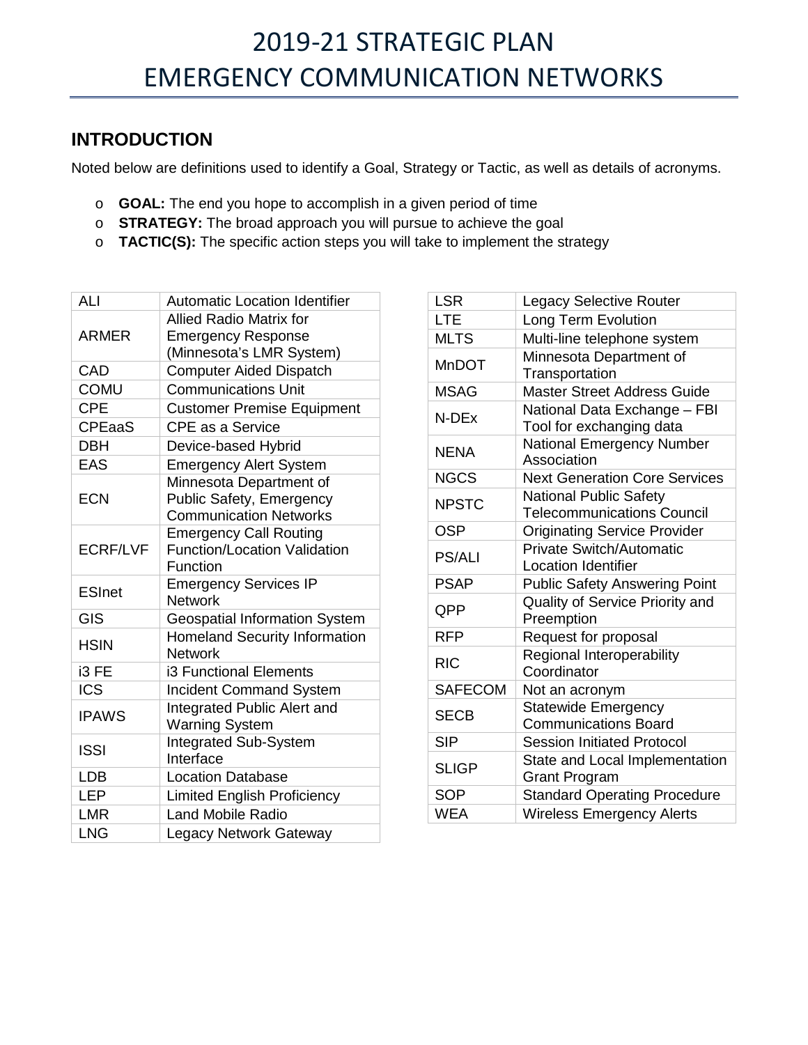# 2019-21 STRATEGIC PLAN
# EMERGENCY COMMUNICATION NETWORKS

## INTRODUCTION

Noted below are definitions used to identify a Goal, Strategy or Tactic, as well as details of acronyms.

- **GOAL:** The end you hope to accomplish in a given period of time
- **STRATEGY:** The broad approach you will pursue to achieve the goal
- **TACTIC(S):** The specific action steps you will take to implement the strategy

| | |
|---|---|
| ALI | Automatic Location Identifier |
| ARMER | Allied Radio Matrix for Emergency Response (Minnesota's LMR System) |
| CAD | Computer Aided Dispatch |
| COMU | Communications Unit |
| CPE | Customer Premise Equipment |
| CPEaaS | CPE as a Service |
| DBH | Device-based Hybrid |
| EAS | Emergency Alert System |
| ECN | Minnesota Department of Public Safety, Emergency Communication Networks |
| ECRF/LVF | Emergency Call Routing Function/Location Validation Function |
| ESInet | Emergency Services IP Network |
| GIS | Geospatial Information System |
| HSIN | Homeland Security Information Network |
| i3 FE | i3 Functional Elements |
| ICS | Incident Command System |
| IPAWS | Integrated Public Alert and Warning System |
| ISSI | Integrated Sub-System Interface |
| LDB | Location Database |
| LEP | Limited English Proficiency |
| LMR | Land Mobile Radio |
| LNG | Legacy Network Gateway |

| | |
|---|---|
| LSR | Legacy Selective Router |
| LTE | Long Term Evolution |
| MLTS | Multi-line telephone system |
| MnDOT | Minnesota Department of Transportation |
| MSAG | Master Street Address Guide |
| N-DEx | National Data Exchange – FBI Tool for exchanging data |
| NENA | National Emergency Number Association |
| NGCS | Next Generation Core Services |
| NPSTC | National Public Safety Telecommunications Council |
| OSP | Originating Service Provider |
| PS/ALI | Private Switch/Automatic Location Identifier |
| PSAP | Public Safety Answering Point |
| QPP | Quality of Service Priority and Preemption |
| RFP | Request for proposal |
| RIC | Regional Interoperability Coordinator |
| SAFECOM | Not an acronym |
| SECB | Statewide Emergency Communications Board |
| SIP | Session Initiated Protocol |
| SLIGP | State and Local Implementation Grant Program |
| SOP | Standard Operating Procedure |
| WEA | Wireless Emergency Alerts |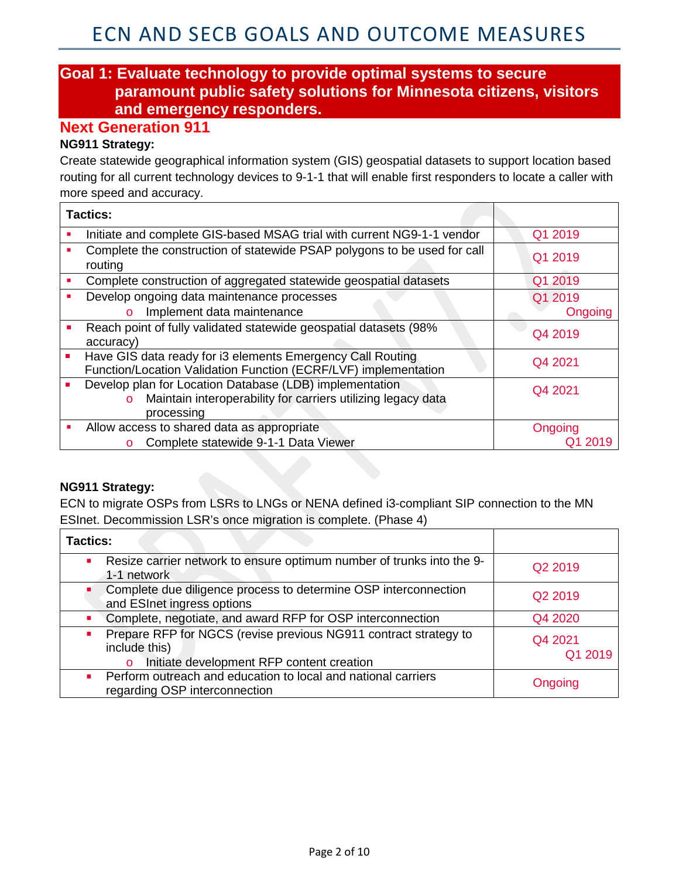# ECN AND SECB GOALS AND OUTCOME MEASURES

## Goal 1: Evaluate technology to provide optimal systems to secure paramount public safety solutions for Minnesota citizens, visitors and emergency responders.

### Next Generation 911

**NG911 Strategy:**

Create statewide geographical information system (GIS) geospatial datasets to support location based routing for all current technology devices to 9-1-1 that will enable first responders to locate a caller with more speed and accuracy.

| Tactics: | |
|---|---|
| ▪ Initiate and complete GIS-based MSAG trial with current NG9-1-1 vendor | Q1 2019 |
| ▪ Complete the construction of statewide PSAP polygons to be used for call routing | Q1 2019 |
| ▪ Complete construction of aggregated statewide geospatial datasets | Q1 2019 |
| ▪ Develop ongoing data maintenance processes<br>o Implement data maintenance | Q1 2019<br>Ongoing |
| ▪ Reach point of fully validated statewide geospatial datasets (98% accuracy) | Q4 2019 |
| ▪ Have GIS data ready for i3 elements Emergency Call Routing Function/Location Validation Function (ECRF/LVF) implementation | Q4 2021 |
| ▪ Develop plan for Location Database (LDB) implementation<br>o Maintain interoperability for carriers utilizing legacy data processing | Q4 2021 |
| ▪ Allow access to shared data as appropriate<br>o Complete statewide 9-1-1 Data Viewer | Ongoing<br>Q1 2019 |

**NG911 Strategy:**

ECN to migrate OSPs from LSRs to LNGs or NENA defined i3-compliant SIP connection to the MN ESInet. Decommission LSR's once migration is complete. (Phase 4)

| Tactics: | |
|---|---|
| ▪ Resize carrier network to ensure optimum number of trunks into the 9-1-1 network | Q2 2019 |
| ▪ Complete due diligence process to determine OSP interconnection and ESInet ingress options | Q2 2019 |
| ▪ Complete, negotiate, and award RFP for OSP interconnection | Q4 2020 |
| ▪ Prepare RFP for NGCS (revise previous NG911 contract strategy to include this)<br>o Initiate development RFP content creation | Q4 2021<br>Q1 2019 |
| ▪ Perform outreach and education to local and national carriers regarding OSP interconnection | Ongoing |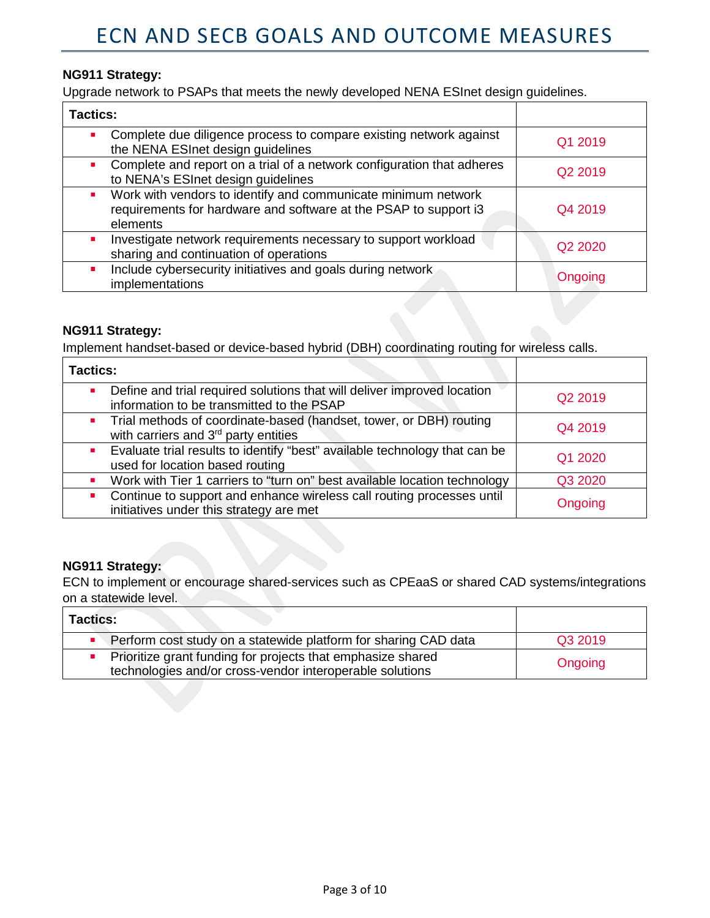# ECN AND SECB GOALS AND OUTCOME MEASURES

**NG911 Strategy:**
Upgrade network to PSAPs that meets the newly developed NENA ESInet design guidelines.

| Tactics: | |
|---|---|
| ▪ Complete due diligence process to compare existing network against the NENA ESInet design guidelines | Q1 2019 |
| ▪ Complete and report on a trial of a network configuration that adheres to NENA's ESInet design guidelines | Q2 2019 |
| ▪ Work with vendors to identify and communicate minimum network requirements for hardware and software at the PSAP to support i3 elements | Q4 2019 |
| ▪ Investigate network requirements necessary to support workload sharing and continuation of operations | Q2 2020 |
| ▪ Include cybersecurity initiatives and goals during network implementations | Ongoing |

**NG911 Strategy:**
Implement handset-based or device-based hybrid (DBH) coordinating routing for wireless calls.

| Tactics: | |
|---|---|
| ▪ Define and trial required solutions that will deliver improved location information to be transmitted to the PSAP | Q2 2019 |
| ▪ Trial methods of coordinate-based (handset, tower, or DBH) routing with carriers and 3rd party entities | Q4 2019 |
| ▪ Evaluate trial results to identify "best" available technology that can be used for location based routing | Q1 2020 |
| ▪ Work with Tier 1 carriers to "turn on" best available location technology | Q3 2020 |
| ▪ Continue to support and enhance wireless call routing processes until initiatives under this strategy are met | Ongoing |

**NG911 Strategy:**
ECN to implement or encourage shared-services such as CPEaaS or shared CAD systems/integrations on a statewide level.

| Tactics: | |
|---|---|
| ▪ Perform cost study on a statewide platform for sharing CAD data | Q3 2019 |
| ▪ Prioritize grant funding for projects that emphasize shared technologies and/or cross-vendor interoperable solutions | Ongoing |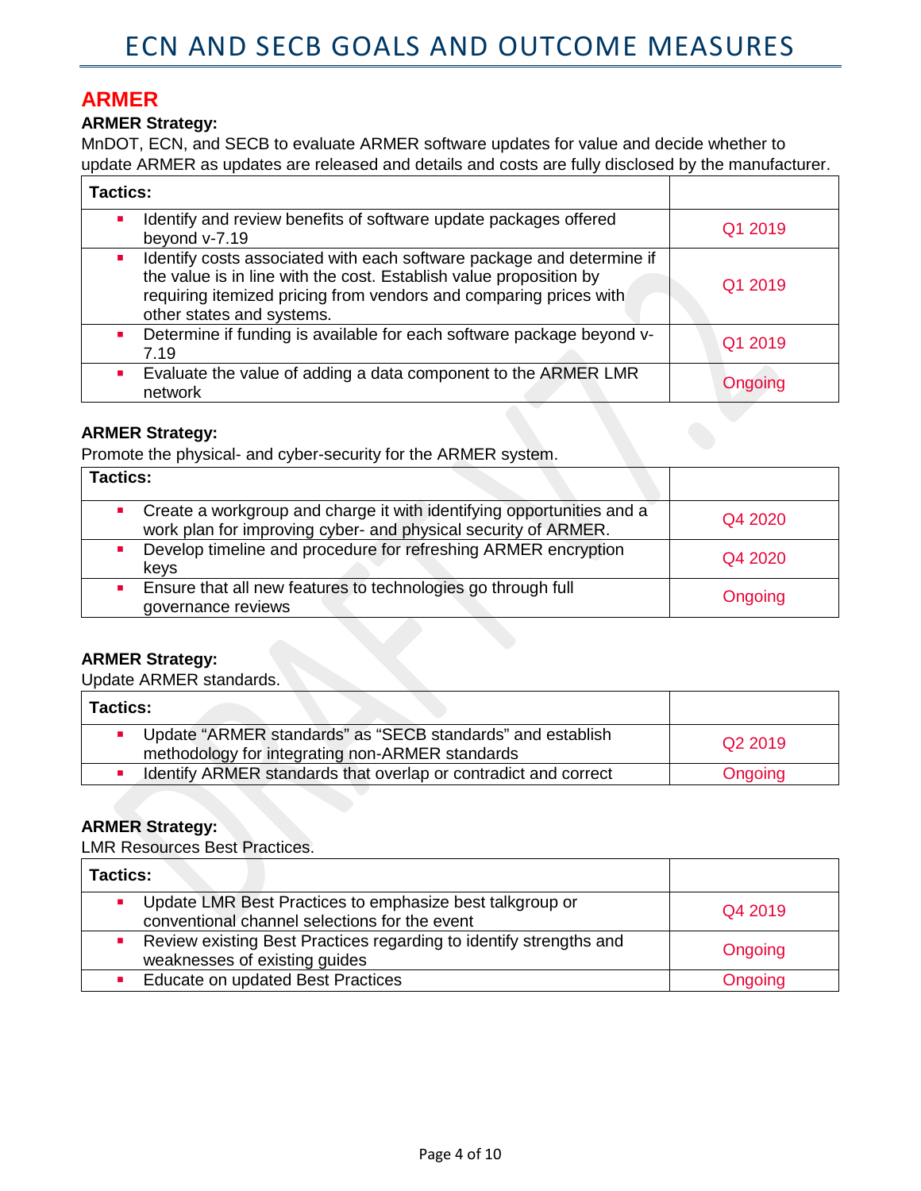## ARMER

**ARMER Strategy:**
MnDOT, ECN, and SECB to evaluate ARMER software updates for value and decide whether to update ARMER as updates are released and details and costs are fully disclosed by the manufacturer.

| Tactics: | |
|---|---|
| ▪ Identify and review benefits of software update packages offered beyond v-7.19 | Q1 2019 |
| ▪ Identify costs associated with each software package and determine if the value is in line with the cost. Establish value proposition by requiring itemized pricing from vendors and comparing prices with other states and systems. | Q1 2019 |
| ▪ Determine if funding is available for each software package beyond v-7.19 | Q1 2019 |
| ▪ Evaluate the value of adding a data component to the ARMER LMR network | Ongoing |

**ARMER Strategy:**
Promote the physical- and cyber-security for the ARMER system.

| Tactics: | |
|---|---|
| ▪ Create a workgroup and charge it with identifying opportunities and a work plan for improving cyber- and physical security of ARMER. | Q4 2020 |
| ▪ Develop timeline and procedure for refreshing ARMER encryption keys | Q4 2020 |
| ▪ Ensure that all new features to technologies go through full governance reviews | Ongoing |

**ARMER Strategy:**
Update ARMER standards.

| Tactics: | |
|---|---|
| ▪ Update "ARMER standards" as "SECB standards" and establish methodology for integrating non-ARMER standards | Q2 2019 |
| ▪ Identify ARMER standards that overlap or contradict and correct | Ongoing |

**ARMER Strategy:**
LMR Resources Best Practices.

| Tactics: | |
|---|---|
| ▪ Update LMR Best Practices to emphasize best talkgroup or conventional channel selections for the event | Q4 2019 |
| ▪ Review existing Best Practices regarding to identify strengths and weaknesses of existing guides | Ongoing |
| ▪ Educate on updated Best Practices | Ongoing |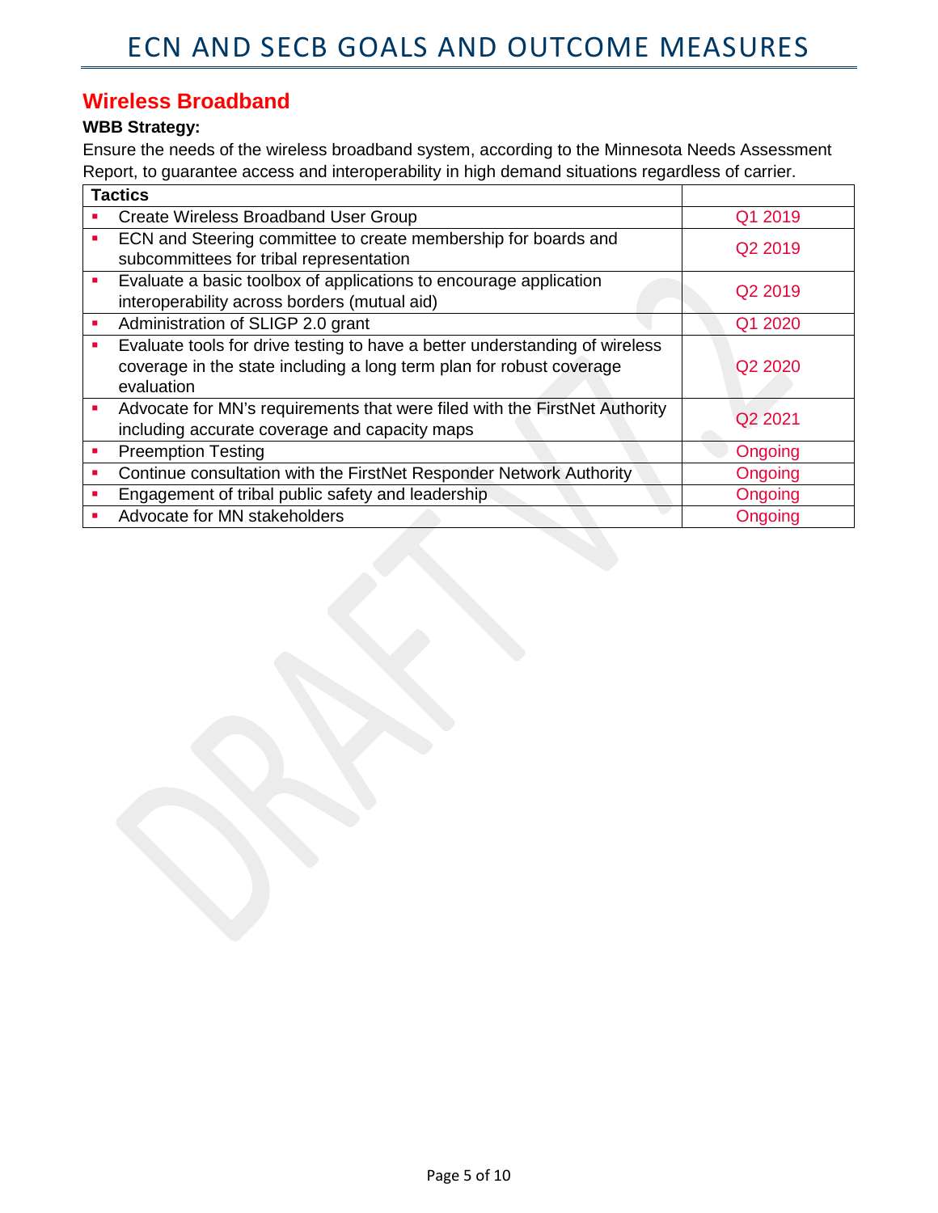# ECN AND SECB GOALS AND OUTCOME MEASURES

## Wireless Broadband

**WBB Strategy:**

Ensure the needs of the wireless broadband system, according to the Minnesota Needs Assessment Report, to guarantee access and interoperability in high demand situations regardless of carrier.

| Tactics | |
|---|---|
| ▪ Create Wireless Broadband User Group | Q1 2019 |
| ▪ ECN and Steering committee to create membership for boards and subcommittees for tribal representation | Q2 2019 |
| ▪ Evaluate a basic toolbox of applications to encourage application interoperability across borders (mutual aid) | Q2 2019 |
| ▪ Administration of SLIGP 2.0 grant | Q1 2020 |
| ▪ Evaluate tools for drive testing to have a better understanding of wireless coverage in the state including a long term plan for robust coverage evaluation | Q2 2020 |
| ▪ Advocate for MN's requirements that were filed with the FirstNet Authority including accurate coverage and capacity maps | Q2 2021 |
| ▪ Preemption Testing | Ongoing |
| ▪ Continue consultation with the FirstNet Responder Network Authority | Ongoing |
| ▪ Engagement of tribal public safety and leadership | Ongoing |
| ▪ Advocate for MN stakeholders | Ongoing |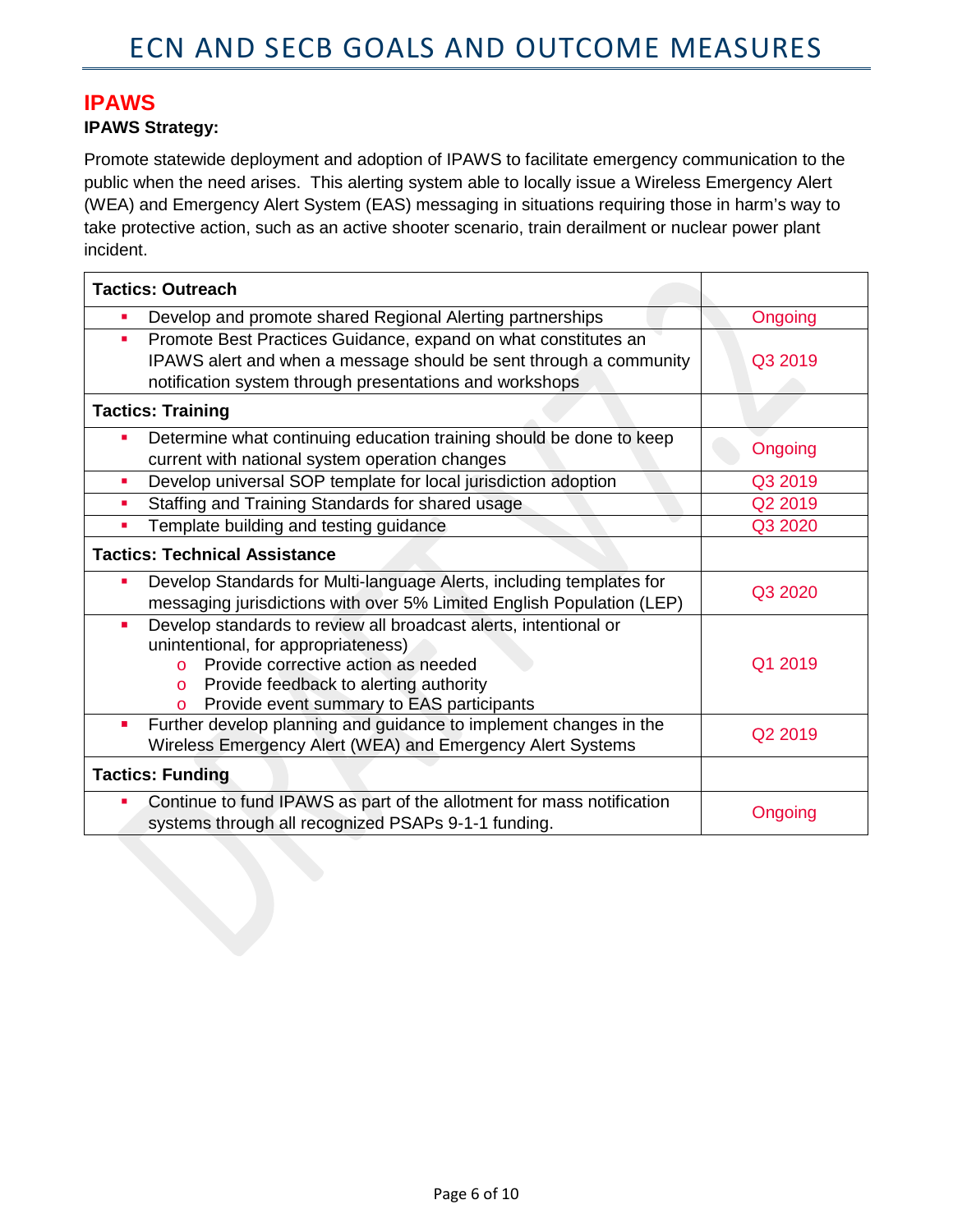## IPAWS

**IPAWS Strategy:**

Promote statewide deployment and adoption of IPAWS to facilitate emergency communication to the public when the need arises. This alerting system able to locally issue a Wireless Emergency Alert (WEA) and Emergency Alert System (EAS) messaging in situations requiring those in harm's way to take protective action, such as an active shooter scenario, train derailment or nuclear power plant incident.

| **Tactics: Outreach** | |
|---|---|
| ▪ Develop and promote shared Regional Alerting partnerships | Ongoing |
| ▪ Promote Best Practices Guidance, expand on what constitutes an IPAWS alert and when a message should be sent through a community notification system through presentations and workshops | Q3 2019 |
| **Tactics: Training** | |
| ▪ Determine what continuing education training should be done to keep current with national system operation changes | Ongoing |
| ▪ Develop universal SOP template for local jurisdiction adoption | Q3 2019 |
| ▪ Staffing and Training Standards for shared usage | Q2 2019 |
| ▪ Template building and testing guidance | Q3 2020 |
| **Tactics: Technical Assistance** | |
| ▪ Develop Standards for Multi-language Alerts, including templates for messaging jurisdictions with over 5% Limited English Population (LEP) | Q3 2020 |
| ▪ Develop standards to review all broadcast alerts, intentional or unintentional, for appropriateness)<br>o Provide corrective action as needed<br>o Provide feedback to alerting authority<br>o Provide event summary to EAS participants | Q1 2019 |
| ▪ Further develop planning and guidance to implement changes in the Wireless Emergency Alert (WEA) and Emergency Alert Systems | Q2 2019 |
| **Tactics: Funding** | |
| ▪ Continue to fund IPAWS as part of the allotment for mass notification systems through all recognized PSAPs 9-1-1 funding. | Ongoing |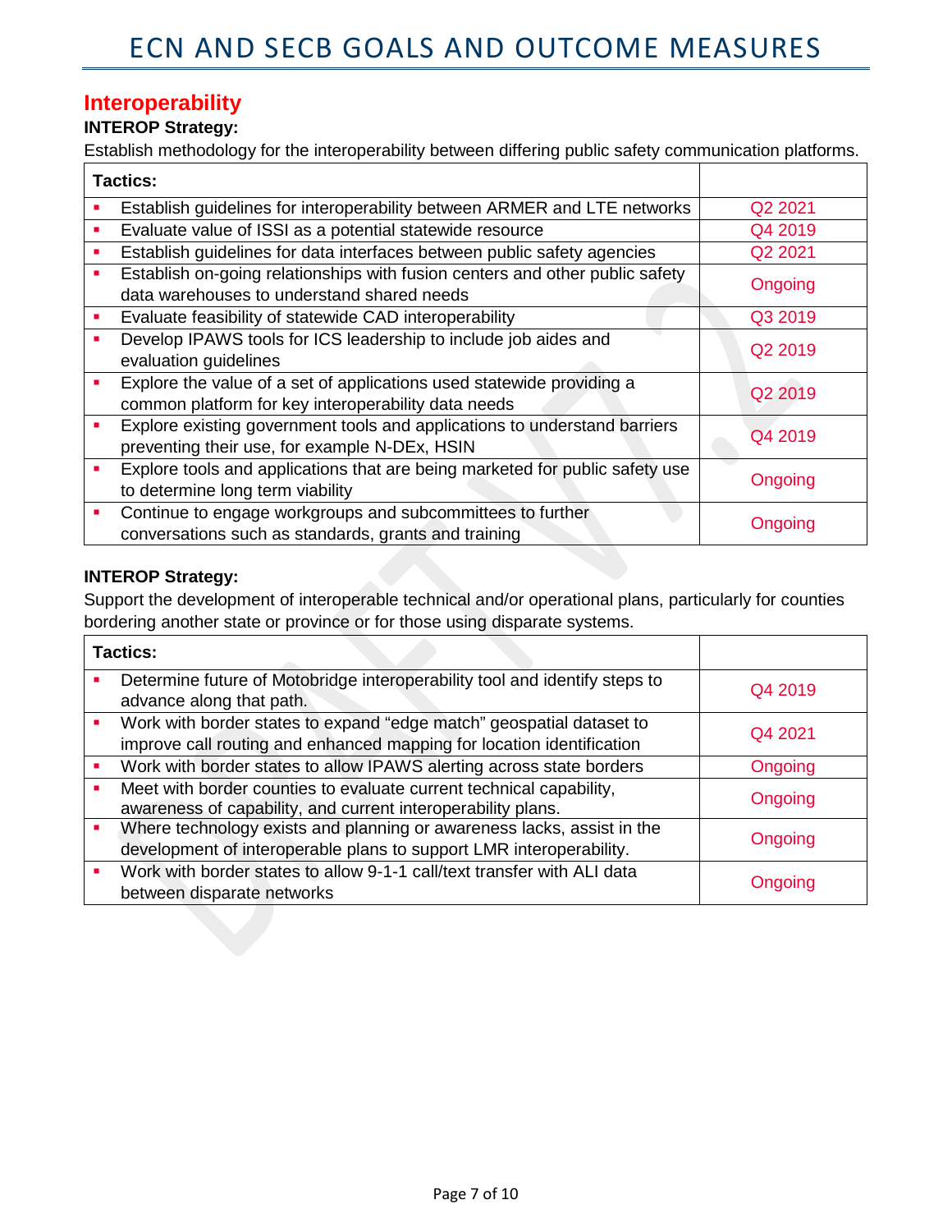## Interoperability

**INTEROP Strategy:**

Establish methodology for the interoperability between differing public safety communication platforms.

| Tactics: | |
|---|---|
| ▪ Establish guidelines for interoperability between ARMER and LTE networks | Q2 2021 |
| ▪ Evaluate value of ISSI as a potential statewide resource | Q4 2019 |
| ▪ Establish guidelines for data interfaces between public safety agencies | Q2 2021 |
| ▪ Establish on-going relationships with fusion centers and other public safety data warehouses to understand shared needs | Ongoing |
| ▪ Evaluate feasibility of statewide CAD interoperability | Q3 2019 |
| ▪ Develop IPAWS tools for ICS leadership to include job aides and evaluation guidelines | Q2 2019 |
| ▪ Explore the value of a set of applications used statewide providing a common platform for key interoperability data needs | Q2 2019 |
| ▪ Explore existing government tools and applications to understand barriers preventing their use, for example N-DEx, HSIN | Q4 2019 |
| ▪ Explore tools and applications that are being marketed for public safety use to determine long term viability | Ongoing |
| ▪ Continue to engage workgroups and subcommittees to further conversations such as standards, grants and training | Ongoing |

**INTEROP Strategy:**

Support the development of interoperable technical and/or operational plans, particularly for counties bordering another state or province or for those using disparate systems.

| Tactics: | |
|---|---|
| ▪ Determine future of Motobridge interoperability tool and identify steps to advance along that path. | Q4 2019 |
| ▪ Work with border states to expand "edge match" geospatial dataset to improve call routing and enhanced mapping for location identification | Q4 2021 |
| ▪ Work with border states to allow IPAWS alerting across state borders | Ongoing |
| ▪ Meet with border counties to evaluate current technical capability, awareness of capability, and current interoperability plans. | Ongoing |
| ▪ Where technology exists and planning or awareness lacks, assist in the development of interoperable plans to support LMR interoperability. | Ongoing |
| ▪ Work with border states to allow 9-1-1 call/text transfer with ALI data between disparate networks | Ongoing |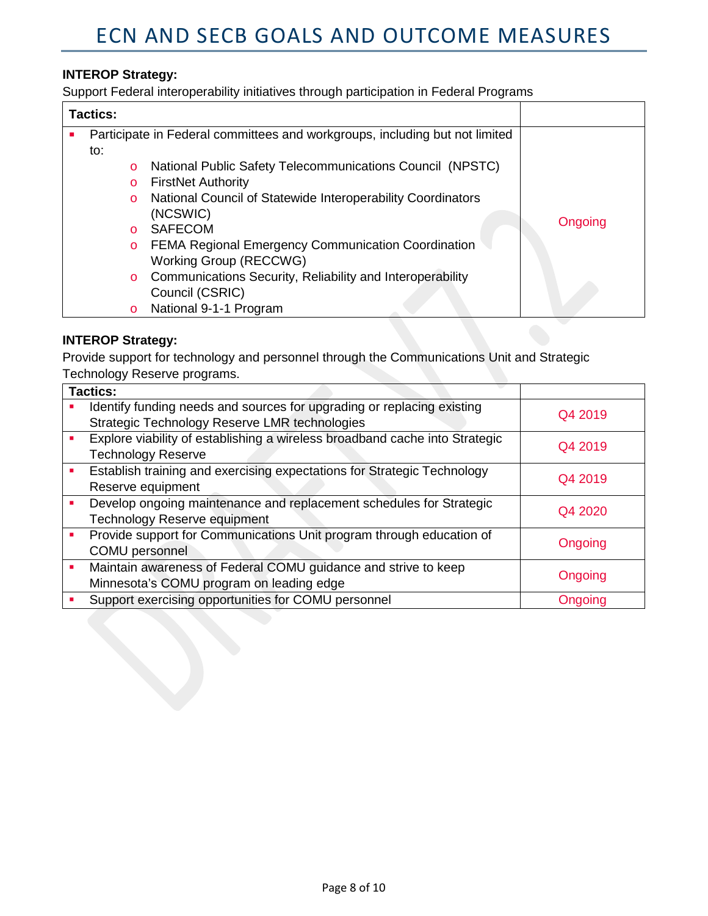**INTEROP Strategy:**

Support Federal interoperability initiatives through participation in Federal Programs

| Tactics: | |
|---|---|
| ▪ Participate in Federal committees and workgroups, including but not limited to:<br>o National Public Safety Telecommunications Council (NPSTC)<br>o FirstNet Authority<br>o National Council of Statewide Interoperability Coordinators (NCSWIC)<br>o SAFECOM<br>o FEMA Regional Emergency Communication Coordination Working Group (RECCWG)<br>o Communications Security, Reliability and Interoperability Council (CSRIC)<br>o National 9-1-1 Program | Ongoing |

**INTEROP Strategy:**

Provide support for technology and personnel through the Communications Unit and Strategic Technology Reserve programs.

| Tactics: | |
|---|---|
| ▪ Identify funding needs and sources for upgrading or replacing existing Strategic Technology Reserve LMR technologies | Q4 2019 |
| ▪ Explore viability of establishing a wireless broadband cache into Strategic Technology Reserve | Q4 2019 |
| ▪ Establish training and exercising expectations for Strategic Technology Reserve equipment | Q4 2019 |
| ▪ Develop ongoing maintenance and replacement schedules for Strategic Technology Reserve equipment | Q4 2020 |
| ▪ Provide support for Communications Unit program through education of COMU personnel | Ongoing |
| ▪ Maintain awareness of Federal COMU guidance and strive to keep Minnesota's COMU program on leading edge | Ongoing |
| ▪ Support exercising opportunities for COMU personnel | Ongoing |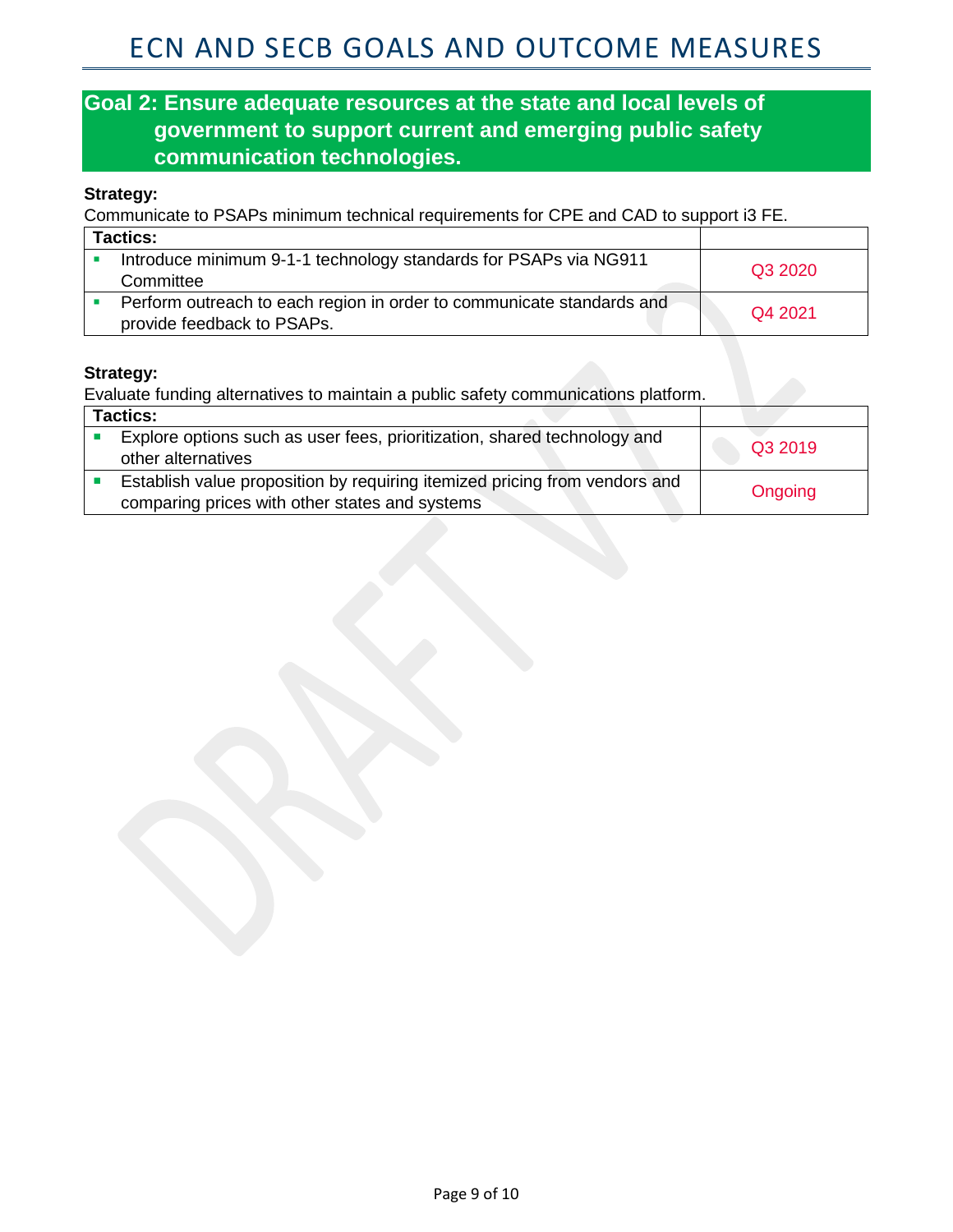## Goal 2: Ensure adequate resources at the state and local levels of government to support current and emerging public safety communication technologies.

**Strategy:**
Communicate to PSAPs minimum technical requirements for CPE and CAD to support i3 FE.

| Tactics: | |
|---|---|
| ▪ Introduce minimum 9-1-1 technology standards for PSAPs via NG911 Committee | Q3 2020 |
| ▪ Perform outreach to each region in order to communicate standards and provide feedback to PSAPs. | Q4 2021 |

**Strategy:**
Evaluate funding alternatives to maintain a public safety communications platform.

| Tactics: | |
|---|---|
| ▪ Explore options such as user fees, prioritization, shared technology and other alternatives | Q3 2019 |
| ▪ Establish value proposition by requiring itemized pricing from vendors and comparing prices with other states and systems | Ongoing |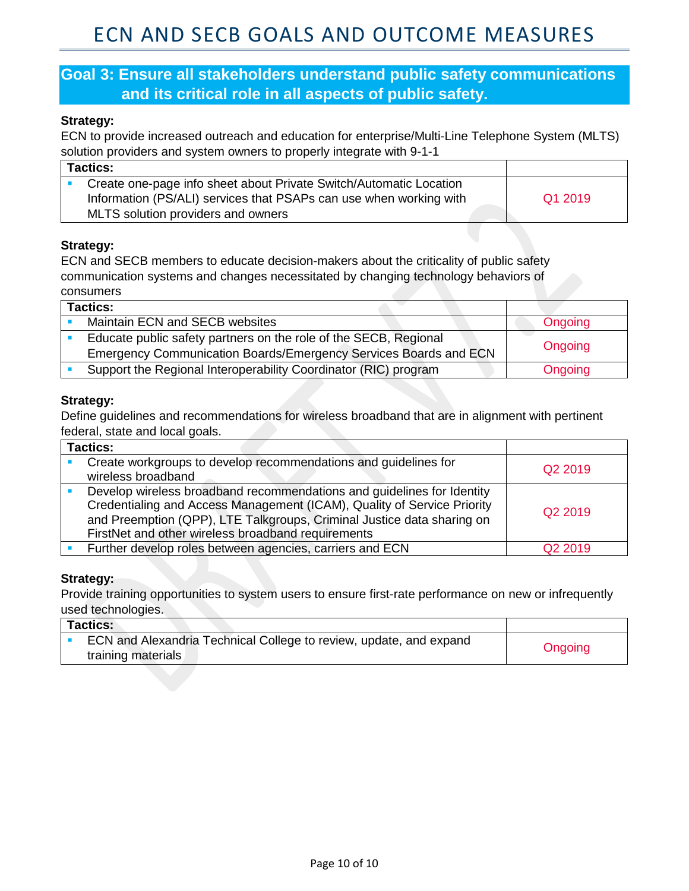# ECN AND SECB GOALS AND OUTCOME MEASURES

## Goal 3: Ensure all stakeholders understand public safety communications and its critical role in all aspects of public safety.

**Strategy:**
ECN to provide increased outreach and education for enterprise/Multi-Line Telephone System (MLTS) solution providers and system owners to properly integrate with 9-1-1

| Tactics: | |
|---|---|
| ▪ Create one-page info sheet about Private Switch/Automatic Location Information (PS/ALI) services that PSAPs can use when working with MLTS solution providers and owners | Q1 2019 |

**Strategy:**
ECN and SECB members to educate decision-makers about the criticality of public safety communication systems and changes necessitated by changing technology behaviors of consumers

| Tactics: | |
|---|---|
| ▪ Maintain ECN and SECB websites | Ongoing |
| ▪ Educate public safety partners on the role of the SECB, Regional Emergency Communication Boards/Emergency Services Boards and ECN | Ongoing |
| ▪ Support the Regional Interoperability Coordinator (RIC) program | Ongoing |

**Strategy:**
Define guidelines and recommendations for wireless broadband that are in alignment with pertinent federal, state and local goals.

| Tactics: | |
|---|---|
| ▪ Create workgroups to develop recommendations and guidelines for wireless broadband | Q2 2019 |
| ▪ Develop wireless broadband recommendations and guidelines for Identity Credentialing and Access Management (ICAM), Quality of Service Priority and Preemption (QPP), LTE Talkgroups, Criminal Justice data sharing on FirstNet and other wireless broadband requirements | Q2 2019 |
| ▪ Further develop roles between agencies, carriers and ECN | Q2 2019 |

**Strategy:**
Provide training opportunities to system users to ensure first-rate performance on new or infrequently used technologies.

| Tactics: | |
|---|---|
| ▪ ECN and Alexandria Technical College to review, update, and expand training materials | Ongoing |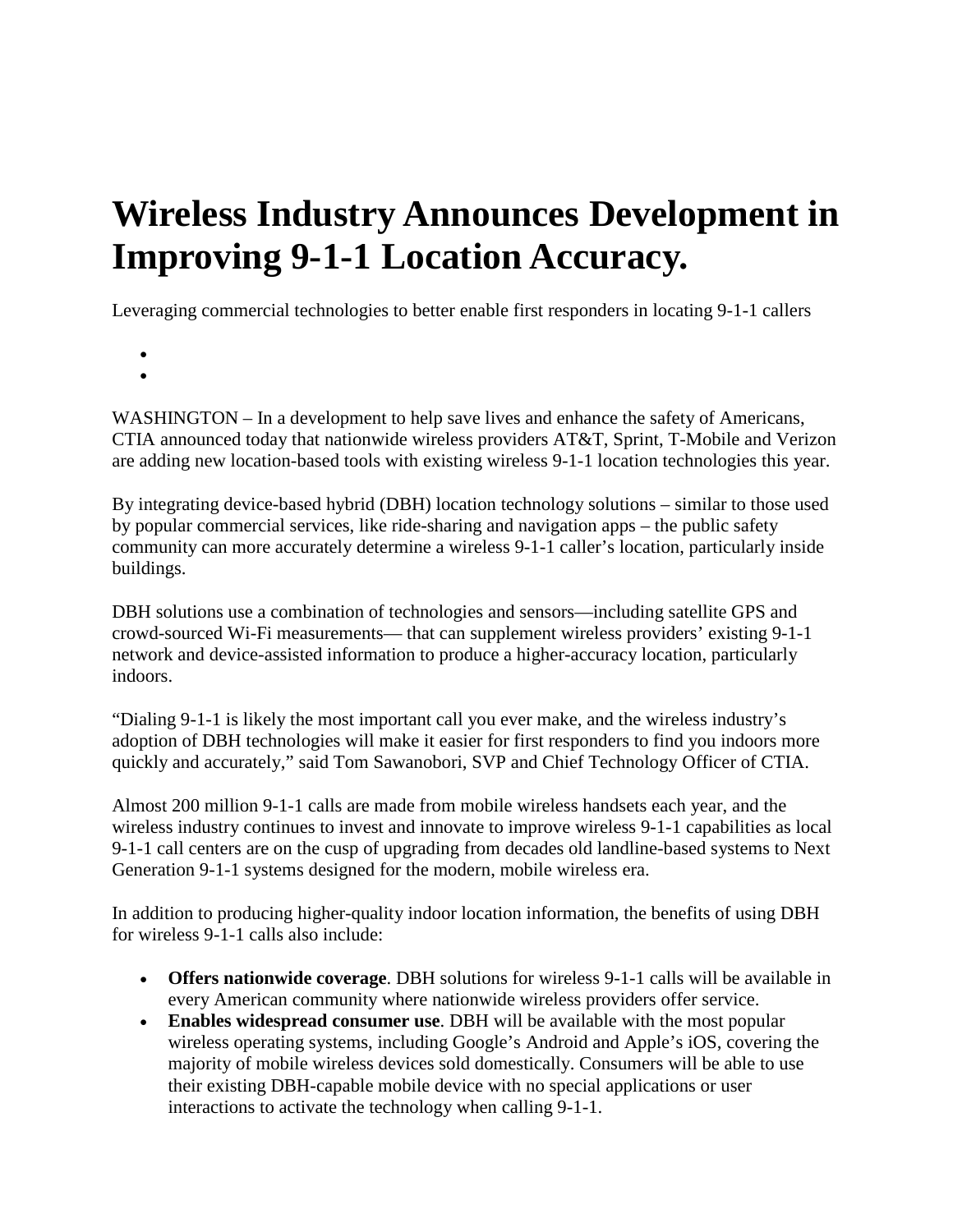# Wireless Industry Announces Development in Improving 9-1-1 Location Accuracy.

Leveraging commercial technologies to better enable first responders in locating 9-1-1 callers

WASHINGTON – In a development to help save lives and enhance the safety of Americans, CTIA announced today that nationwide wireless providers AT&T, Sprint, T-Mobile and Verizon are adding new location-based tools with existing wireless 9-1-1 location technologies this year.

By integrating device-based hybrid (DBH) location technology solutions – similar to those used by popular commercial services, like ride-sharing and navigation apps – the public safety community can more accurately determine a wireless 9-1-1 caller's location, particularly inside buildings.

DBH solutions use a combination of technologies and sensors—including satellite GPS and crowd-sourced Wi-Fi measurements— that can supplement wireless providers' existing 9-1-1 network and device-assisted information to produce a higher-accuracy location, particularly indoors.

"Dialing 9-1-1 is likely the most important call you ever make, and the wireless industry's adoption of DBH technologies will make it easier for first responders to find you indoors more quickly and accurately," said Tom Sawanobori, SVP and Chief Technology Officer of CTIA.

Almost 200 million 9-1-1 calls are made from mobile wireless handsets each year, and the wireless industry continues to invest and innovate to improve wireless 9-1-1 capabilities as local 9-1-1 call centers are on the cusp of upgrading from decades old landline-based systems to Next Generation 9-1-1 systems designed for the modern, mobile wireless era.

In addition to producing higher-quality indoor location information, the benefits of using DBH for wireless 9-1-1 calls also include:

- **Offers nationwide coverage**. DBH solutions for wireless 9-1-1 calls will be available in every American community where nationwide wireless providers offer service.
- **Enables widespread consumer use**. DBH will be available with the most popular wireless operating systems, including Google's Android and Apple's iOS, covering the majority of mobile wireless devices sold domestically. Consumers will be able to use their existing DBH-capable mobile device with no special applications or user interactions to activate the technology when calling 9-1-1.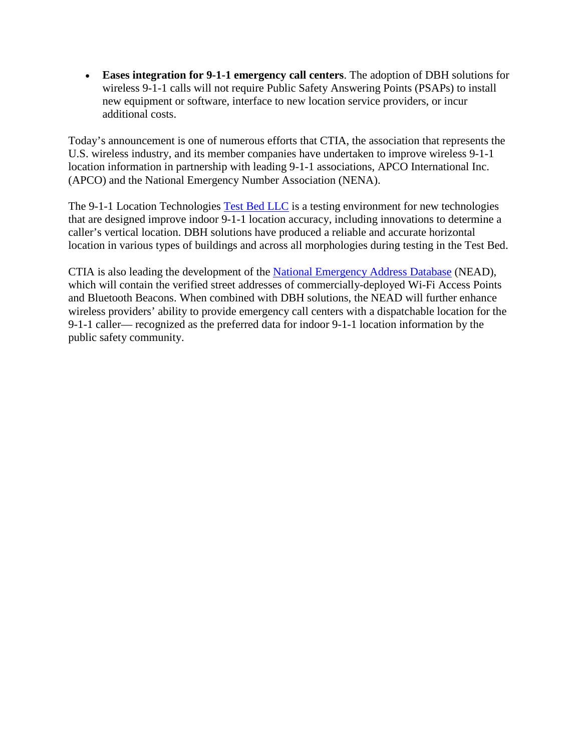- **Eases integration for 9-1-1 emergency call centers**. The adoption of DBH solutions for wireless 9-1-1 calls will not require Public Safety Answering Points (PSAPs) to install new equipment or software, interface to new location service providers, or incur additional costs.

Today's announcement is one of numerous efforts that CTIA, the association that represents the U.S. wireless industry, and its member companies have undertaken to improve wireless 9-1-1 location information in partnership with leading 9-1-1 associations, APCO International Inc. (APCO) and the National Emergency Number Association (NENA).

The 9-1-1 Location Technologies Test Bed LLC is a testing environment for new technologies that are designed improve indoor 9-1-1 location accuracy, including innovations to determine a caller's vertical location. DBH solutions have produced a reliable and accurate horizontal location in various types of buildings and across all morphologies during testing in the Test Bed.

CTIA is also leading the development of the National Emergency Address Database (NEAD), which will contain the verified street addresses of commercially-deployed Wi-Fi Access Points and Bluetooth Beacons. When combined with DBH solutions, the NEAD will further enhance wireless providers' ability to provide emergency call centers with a dispatchable location for the 9-1-1 caller— recognized as the preferred data for indoor 9-1-1 location information by the public safety community.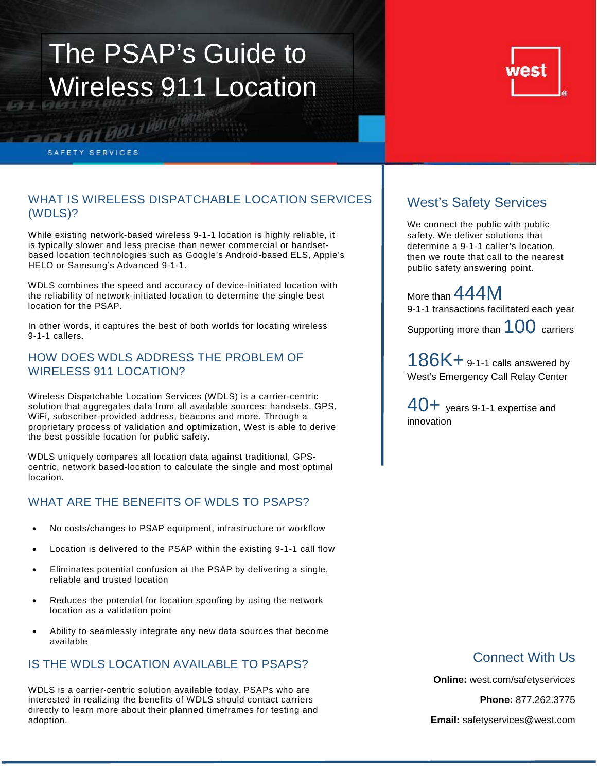# The PSAP's Guide to Wireless 911 Location

west

SAFETY SERVICES

## WHAT IS WIRELESS DISPATCHABLE LOCATION SERVICES (WDLS)?

While existing network-based wireless 9-1-1 location is highly reliable, it is typically slower and less precise than newer commercial or handset-based location technologies such as Google's Android-based ELS, Apple's HELO or Samsung's Advanced 9-1-1.

WDLS combines the speed and accuracy of device-initiated location with the reliability of network-initiated location to determine the single best location for the PSAP.

In other words, it captures the best of both worlds for locating wireless 9-1-1 callers.

## HOW DOES WDLS ADDRESS THE PROBLEM OF WIRELESS 911 LOCATION?

Wireless Dispatchable Location Services (WDLS) is a carrier-centric solution that aggregates data from all available sources: handsets, GPS, WiFi, subscriber-provided address, beacons and more. Through a proprietary process of validation and optimization, West is able to derive the best possible location for public safety.

WDLS uniquely compares all location data against traditional, GPS-centric, network based-location to calculate the single and most optimal location.

## WHAT ARE THE BENEFITS OF WDLS TO PSAPS?

- No costs/changes to PSAP equipment, infrastructure or workflow
- Location is delivered to the PSAP within the existing 9-1-1 call flow
- Eliminates potential confusion at the PSAP by delivering a single, reliable and trusted location
- Reduces the potential for location spoofing by using the network location as a validation point
- Ability to seamlessly integrate any new data sources that become available

## IS THE WDLS LOCATION AVAILABLE TO PSAPS?

WDLS is a carrier-centric solution available today. PSAPs who are interested in realizing the benefits of WDLS should contact carriers directly to learn more about their planned timeframes for testing and adoption.

## West's Safety Services

We connect the public with public safety. We deliver solutions that determine a 9-1-1 caller's location, then we route that call to the nearest public safety answering point.

More than **444M** 9-1-1 transactions facilitated each year

Supporting more than **100** carriers

**186K+** 9-1-1 calls answered by West's Emergency Call Relay Center

**40+** years 9-1-1 expertise and innovation

## Connect With Us

**Online:** west.com/safetyservices

**Phone:** 877.262.3775

**Email:** safetyservices@west.com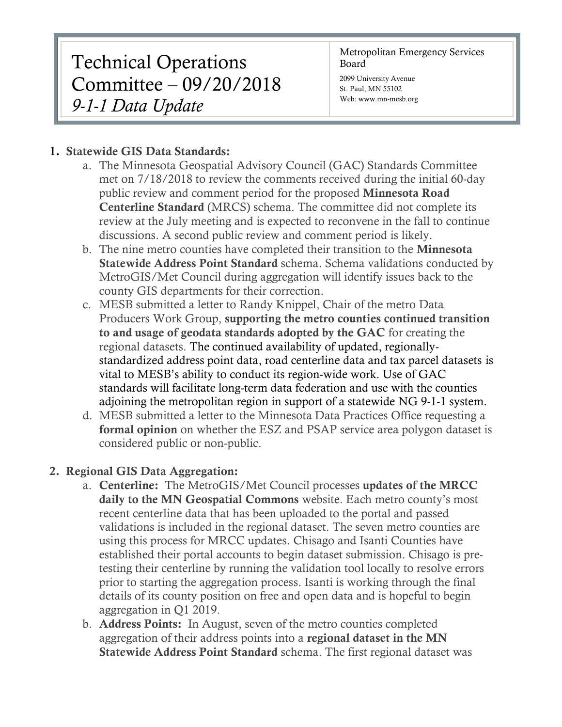# Technical Operations Committee – 09/20/2018

## *9-1-1 Data Update*

Metropolitan Emergency Services Board
2099 University Avenue
St. Paul, MN 55102
Web: www.mn-mesb.org

1. **Statewide GIS Data Standards:**
   a. The Minnesota Geospatial Advisory Council (GAC) Standards Committee met on 7/18/2018 to review the comments received during the initial 60-day public review and comment period for the proposed **Minnesota Road Centerline Standard** (MRCS) schema. The committee did not complete its review at the July meeting and is expected to reconvene in the fall to continue discussions. A second public review and comment period is likely.
   b. The nine metro counties have completed their transition to the **Minnesota Statewide Address Point Standard** schema. Schema validations conducted by MetroGIS/Met Council during aggregation will identify issues back to the county GIS departments for their correction.
   c. MESB submitted a letter to Randy Knippel, Chair of the metro Data Producers Work Group, **supporting the metro counties continued transition to and usage of geodata standards adopted by the GAC** for creating the regional datasets. The continued availability of updated, regionally-standardized address point data, road centerline data and tax parcel datasets is vital to MESB's ability to conduct its region-wide work. Use of GAC standards will facilitate long-term data federation and use with the counties adjoining the metropolitan region in support of a statewide NG 9-1-1 system.
   d. MESB submitted a letter to the Minnesota Data Practices Office requesting a **formal opinion** on whether the ESZ and PSAP service area polygon dataset is considered public or non-public.

2. **Regional GIS Data Aggregation:**
   a. **Centerline:** The MetroGIS/Met Council processes **updates of the MRCC daily to the MN Geospatial Commons** website. Each metro county's most recent centerline data that has been uploaded to the portal and passed validations is included in the regional dataset. The seven metro counties are using this process for MRCC updates. Chisago and Isanti Counties have established their portal accounts to begin dataset submission. Chisago is pre-testing their centerline by running the validation tool locally to resolve errors prior to starting the aggregation process. Isanti is working through the final details of its county position on free and open data and is hopeful to begin aggregation in Q1 2019.
   b. **Address Points:** In August, seven of the metro counties completed aggregation of their address points into a **regional dataset in the MN Statewide Address Point Standard** schema. The first regional dataset was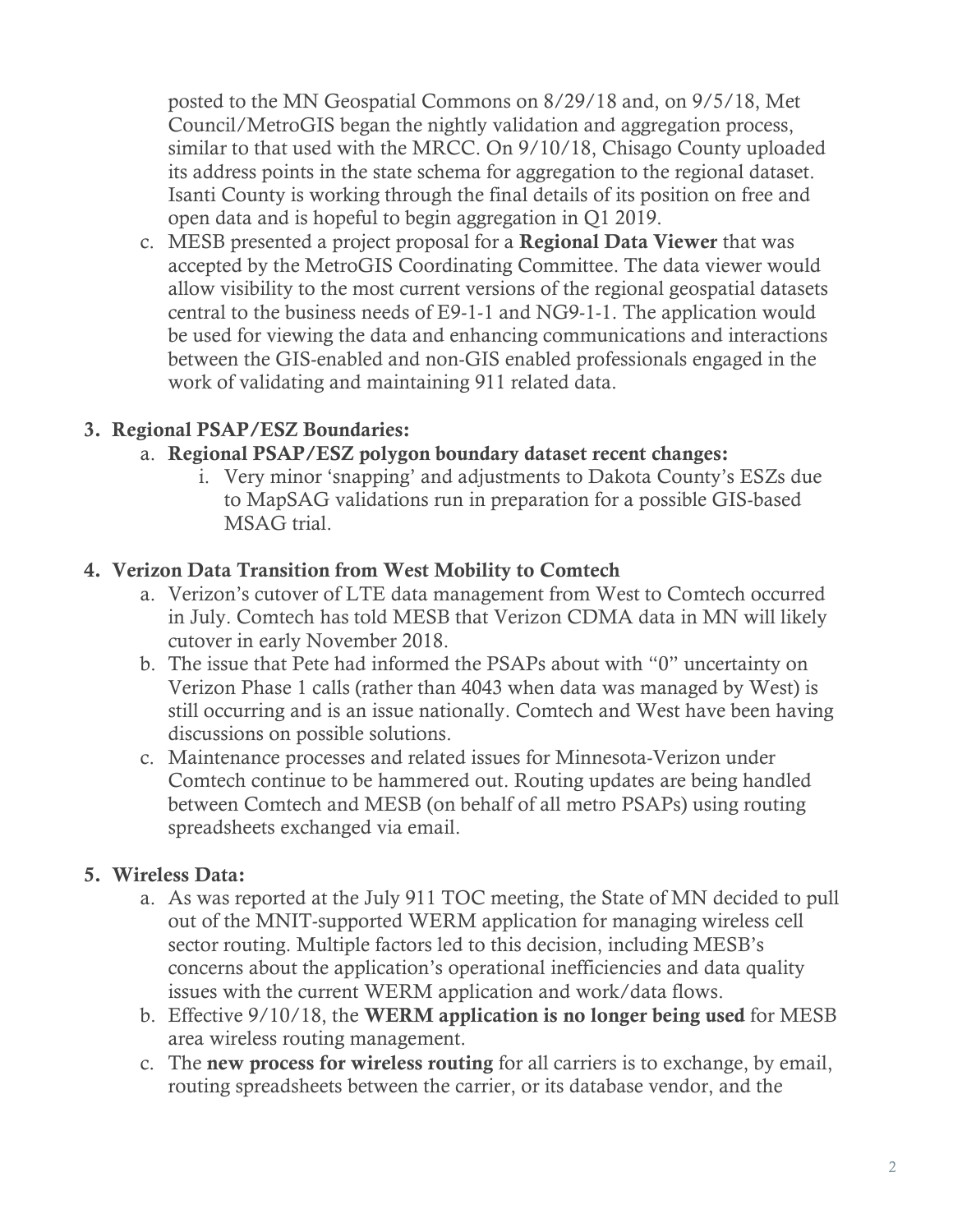posted to the MN Geospatial Commons on 8/29/18 and, on 9/5/18, Met Council/MetroGIS began the nightly validation and aggregation process, similar to that used with the MRCC. On 9/10/18, Chisago County uploaded its address points in the state schema for aggregation to the regional dataset. Isanti County is working through the final details of its position on free and open data and is hopeful to begin aggregation in Q1 2019.

c. MESB presented a project proposal for a **Regional Data Viewer** that was accepted by the MetroGIS Coordinating Committee. The data viewer would allow visibility to the most current versions of the regional geospatial datasets central to the business needs of E9-1-1 and NG9-1-1. The application would be used for viewing the data and enhancing communications and interactions between the GIS-enabled and non-GIS enabled professionals engaged in the work of validating and maintaining 911 related data.

3. **Regional PSAP/ESZ Boundaries:**
   a. **Regional PSAP/ESZ polygon boundary dataset recent changes:**
      i. Very minor 'snapping' and adjustments to Dakota County's ESZs due to MapSAG validations run in preparation for a possible GIS-based MSAG trial.

4. **Verizon Data Transition from West Mobility to Comtech**
   a. Verizon's cutover of LTE data management from West to Comtech occurred in July. Comtech has told MESB that Verizon CDMA data in MN will likely cutover in early November 2018.
   b. The issue that Pete had informed the PSAPs about with "0" uncertainty on Verizon Phase 1 calls (rather than 4043 when data was managed by West) is still occurring and is an issue nationally. Comtech and West have been having discussions on possible solutions.
   c. Maintenance processes and related issues for Minnesota-Verizon under Comtech continue to be hammered out. Routing updates are being handled between Comtech and MESB (on behalf of all metro PSAPs) using routing spreadsheets exchanged via email.

5. **Wireless Data:**
   a. As was reported at the July 911 TOC meeting, the State of MN decided to pull out of the MNIT-supported WERM application for managing wireless cell sector routing. Multiple factors led to this decision, including MESB's concerns about the application's operational inefficiencies and data quality issues with the current WERM application and work/data flows.
   b. Effective 9/10/18, the **WERM application is no longer being used** for MESB area wireless routing management.
   c. The **new process for wireless routing** for all carriers is to exchange, by email, routing spreadsheets between the carrier, or its database vendor, and the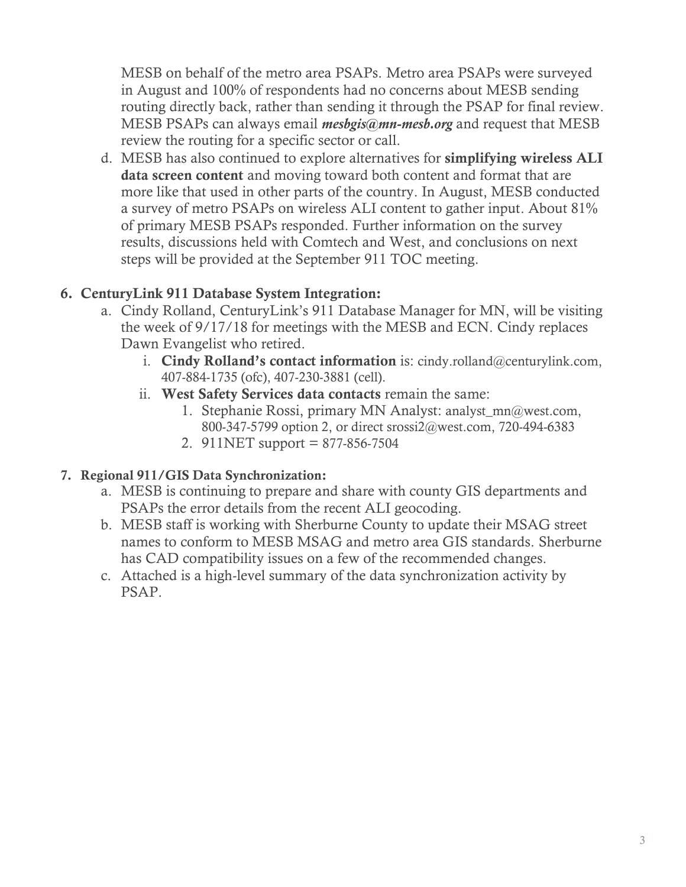MESB on behalf of the metro area PSAPs. Metro area PSAPs were surveyed in August and 100% of respondents had no concerns about MESB sending routing directly back, rather than sending it through the PSAP for final review. MESB PSAPs can always email ***mesbgis@mn-mesb.org*** and request that MESB review the routing for a specific sector or call.

d. MESB has also continued to explore alternatives for **simplifying wireless ALI data screen content** and moving toward both content and format that are more like that used in other parts of the country. In August, MESB conducted a survey of metro PSAPs on wireless ALI content to gather input. About 81% of primary MESB PSAPs responded. Further information on the survey results, discussions held with Comtech and West, and conclusions on next steps will be provided at the September 911 TOC meeting.

6. **CenturyLink 911 Database System Integration:**
   a. Cindy Rolland, CenturyLink's 911 Database Manager for MN, will be visiting the week of 9/17/18 for meetings with the MESB and ECN. Cindy replaces Dawn Evangelist who retired.
      i. **Cindy Rolland's contact information** is: cindy.rolland@centurylink.com, 407-884-1735 (ofc), 407-230-3881 (cell).
      ii. **West Safety Services data contacts** remain the same:
         1. Stephanie Rossi, primary MN Analyst: analyst_mn@west.com, 800-347-5799 option 2, or direct srossi2@west.com, 720-494-6383
         2. 911NET support = 877-856-7504

7. **Regional 911/GIS Data Synchronization:**
   a. MESB is continuing to prepare and share with county GIS departments and PSAPs the error details from the recent ALI geocoding.
   b. MESB staff is working with Sherburne County to update their MSAG street names to conform to MESB MSAG and metro area GIS standards. Sherburne has CAD compatibility issues on a few of the recommended changes.
   c. Attached is a high-level summary of the data synchronization activity by PSAP.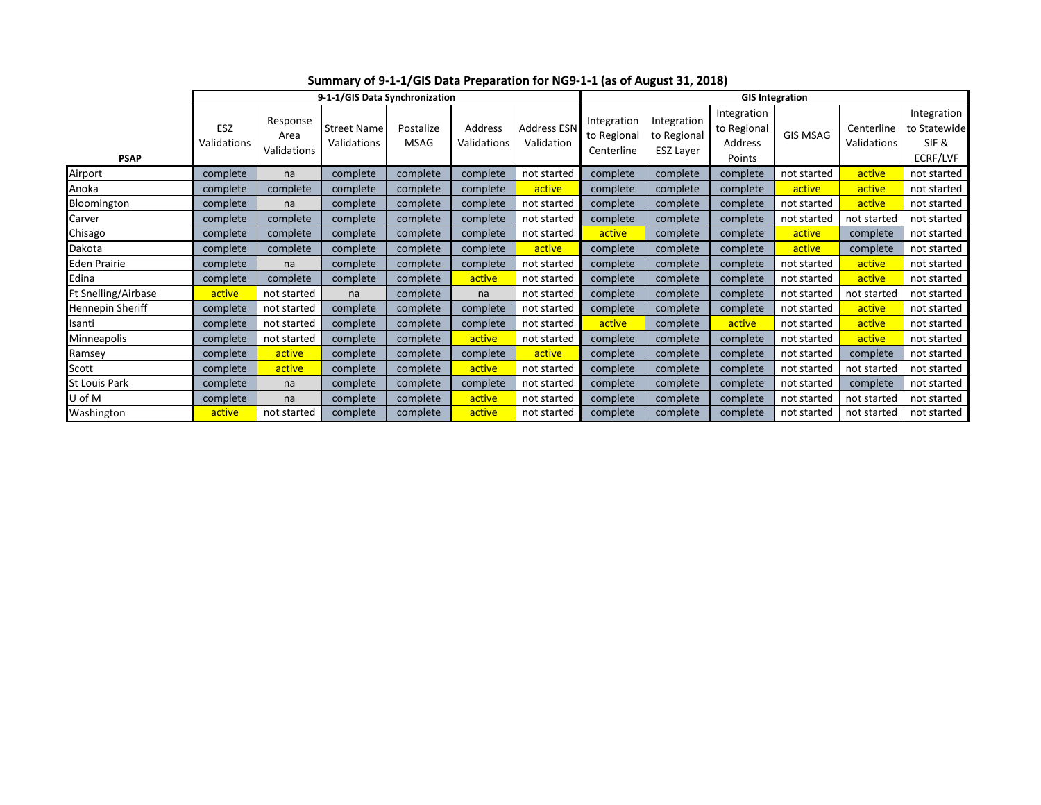## Summary of 9-1-1/GIS Data Preparation for NG9-1-1 (as of August 31, 2018)

| PSAP | 9-1-1/GIS Data Synchronization | | | | | | GIS Integration | | | | | |
|---|---|---|---|---|---|---|---|---|---|---|---|---|
| | ESZ Validations | Response Area Validations | Street Name Validations | Postalize MSAG | Address Validations | Address ESN Validation | Integration to Regional Centerline | Integration to Regional ESZ Layer | Integration to Regional Address Points | GIS MSAG | Centerline Validations | Integration to Statewide SIF & ECRF/LVF |
| Airport | complete | na | complete | complete | complete | not started | complete | complete | complete | not started | active | not started |
| Anoka | complete | complete | complete | complete | complete | active | complete | complete | complete | active | active | not started |
| Bloomington | complete | na | complete | complete | complete | not started | complete | complete | complete | not started | active | not started |
| Carver | complete | complete | complete | complete | complete | not started | complete | complete | complete | not started | not started | not started |
| Chisago | complete | complete | complete | complete | complete | not started | active | complete | complete | active | complete | not started |
| Dakota | complete | complete | complete | complete | complete | active | complete | complete | complete | active | complete | not started |
| Eden Prairie | complete | na | complete | complete | complete | not started | complete | complete | complete | not started | active | not started |
| Edina | complete | complete | complete | complete | active | not started | complete | complete | complete | not started | active | not started |
| Ft Snelling/Airbase | active | not started | na | complete | na | not started | complete | complete | complete | not started | not started | not started |
| Hennepin Sheriff | complete | not started | complete | complete | complete | not started | complete | complete | complete | not started | active | not started |
| Isanti | complete | not started | complete | complete | complete | not started | active | complete | active | not started | active | not started |
| Minneapolis | complete | not started | complete | complete | active | not started | complete | complete | complete | not started | active | not started |
| Ramsey | complete | active | complete | complete | complete | active | complete | complete | complete | not started | complete | not started |
| Scott | complete | active | complete | complete | active | not started | complete | complete | complete | not started | not started | not started |
| St Louis Park | complete | na | complete | complete | complete | not started | complete | complete | complete | not started | complete | not started |
| U of M | complete | na | complete | complete | active | not started | complete | complete | complete | not started | not started | not started |
| Washington | active | not started | complete | complete | active | not started | complete | complete | complete | not started | not started | not started |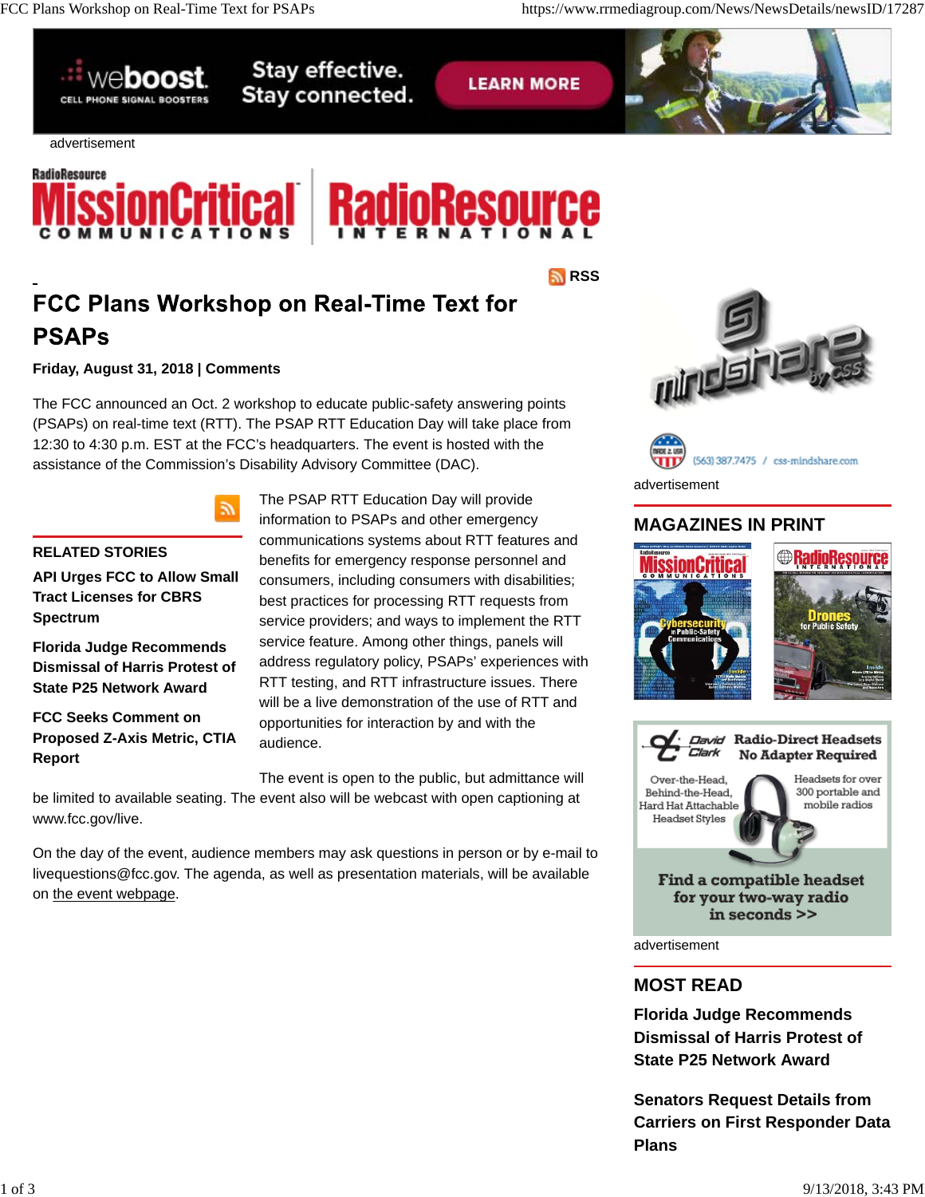advertisement

RSS

# FCC Plans Workshop on Real-Time Text for PSAPs

**Friday, August 31, 2018 | Comments**

The FCC announced an Oct. 2 workshop to educate public-safety answering points (PSAPs) on real-time text (RTT). The PSAP RTT Education Day will take place from 12:30 to 4:30 p.m. EST at the FCC's headquarters. The event is hosted with the assistance of the Commission's Disability Advisory Committee (DAC).

The PSAP RTT Education Day will provide information to PSAPs and other emergency communications systems about RTT features and benefits for emergency response personnel and consumers, including consumers with disabilities; best practices for processing RTT requests from service providers; and ways to implement the RTT service feature. Among other things, panels will address regulatory policy, PSAPs' experiences with RTT testing, and RTT infrastructure issues. There will be a live demonstration of the use of RTT and opportunities for interaction by and with the audience.

The event is open to the public, but admittance will be limited to available seating. The event also will be webcast with open captioning at www.fcc.gov/live.

On the day of the event, audience members may ask questions in person or by e-mail to livequestions@fcc.gov. The agenda, as well as presentation materials, will be available on the event webpage.

## RELATED STORIES

**API Urges FCC to Allow Small Tract Licenses for CBRS Spectrum**

**Florida Judge Recommends Dismissal of Harris Protest of State P25 Network Award**

**FCC Seeks Comment on Proposed Z-Axis Metric, CTIA Report**

advertisement

## MAGAZINES IN PRINT

advertisement

## MOST READ

**Florida Judge Recommends Dismissal of Harris Protest of State P25 Network Award**

**Senators Request Details from Carriers on First Responder Data Plans**